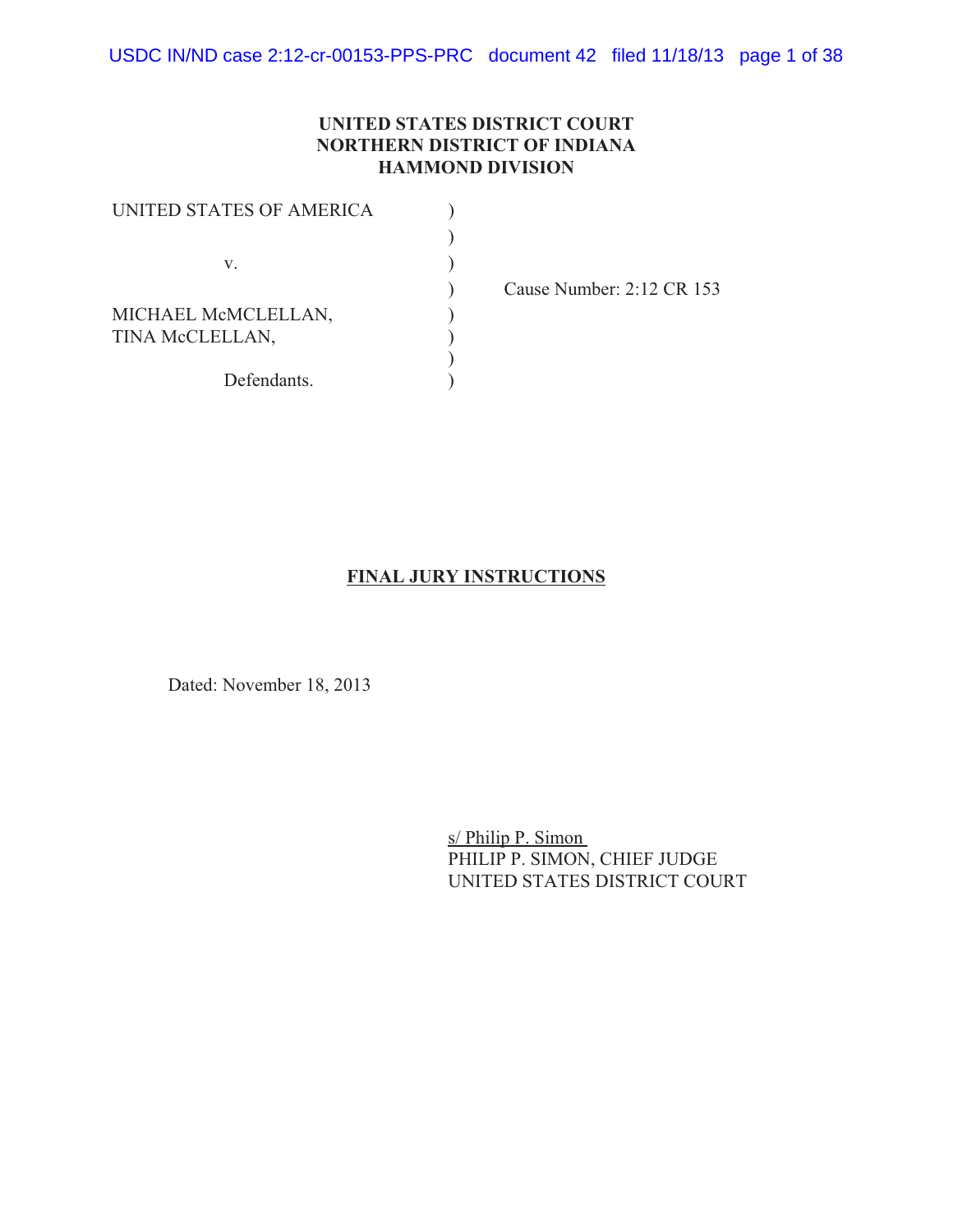**UNITED STATES DISTRICT COURT**
**NORTHERN DISTRICT OF INDIANA**
**HAMMOND DIVISION**

| | | |
|---|---|---|
| UNITED STATES OF AMERICA | ) | |
| | ) | |
| v. | ) | |
| | ) | Cause Number: 2:12 CR 153 |
| MICHAEL McMCLELLAN, | ) | |
| TINA McCLELLAN, | ) | |
| | ) | |
| Defendants. | ) | |

# FINAL JURY INSTRUCTIONS

Dated: November 18, 2013

s/ Philip P. Simon
PHILIP P. SIMON, CHIEF JUDGE
UNITED STATES DISTRICT COURT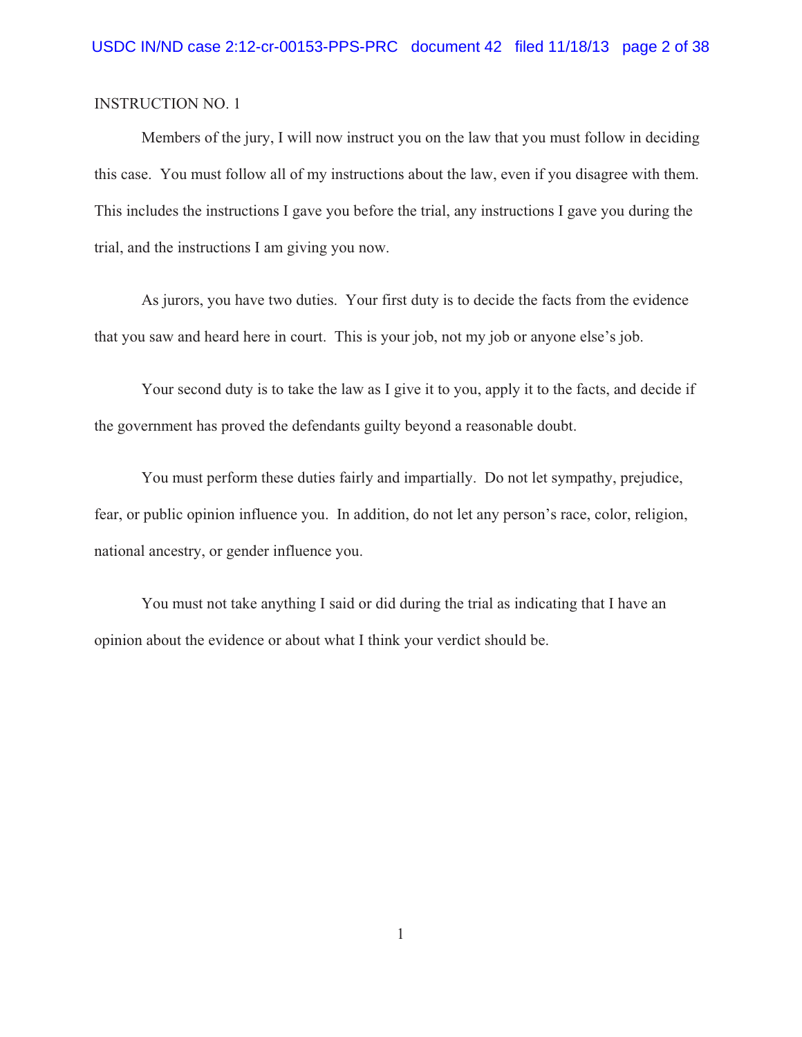INSTRUCTION NO. 1

Members of the jury, I will now instruct you on the law that you must follow in deciding this case. You must follow all of my instructions about the law, even if you disagree with them. This includes the instructions I gave you before the trial, any instructions I gave you during the trial, and the instructions I am giving you now.

As jurors, you have two duties. Your first duty is to decide the facts from the evidence that you saw and heard here in court. This is your job, not my job or anyone else's job.

Your second duty is to take the law as I give it to you, apply it to the facts, and decide if the government has proved the defendants guilty beyond a reasonable doubt.

You must perform these duties fairly and impartially. Do not let sympathy, prejudice, fear, or public opinion influence you. In addition, do not let any person's race, color, religion, national ancestry, or gender influence you.

You must not take anything I said or did during the trial as indicating that I have an opinion about the evidence or about what I think your verdict should be.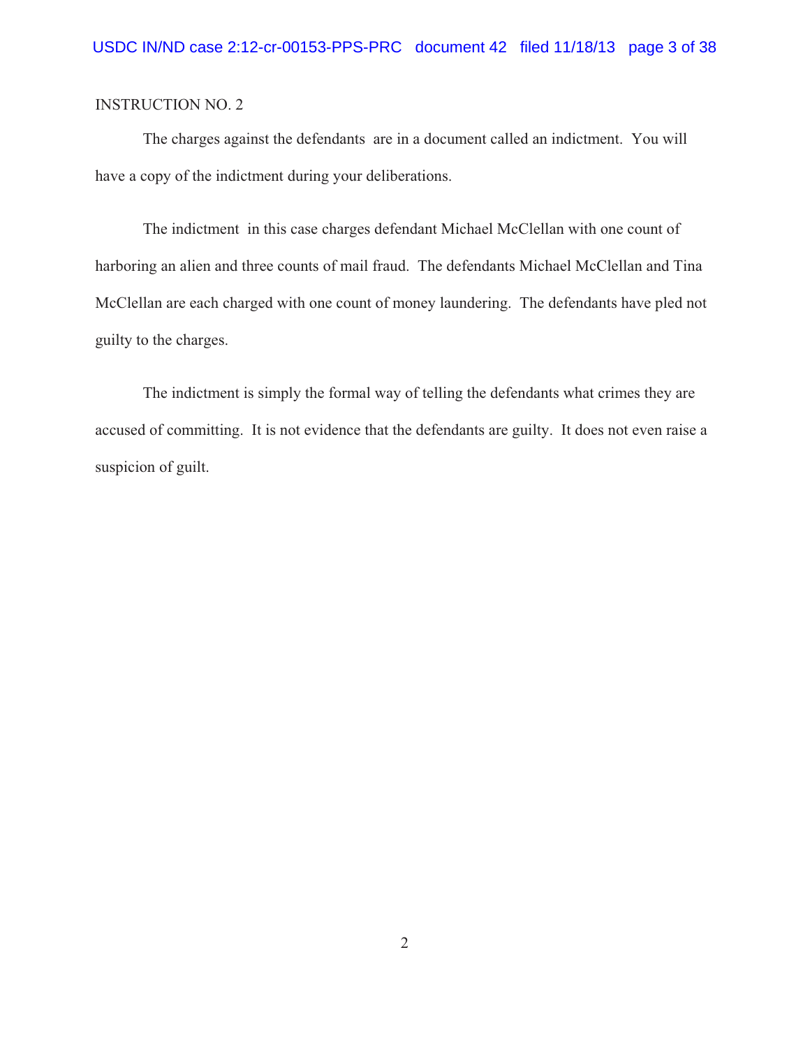INSTRUCTION NO. 2

The charges against the defendants are in a document called an indictment. You will have a copy of the indictment during your deliberations.

The indictment in this case charges defendant Michael McClellan with one count of harboring an alien and three counts of mail fraud. The defendants Michael McClellan and Tina McClellan are each charged with one count of money laundering. The defendants have pled not guilty to the charges.

The indictment is simply the formal way of telling the defendants what crimes they are accused of committing. It is not evidence that the defendants are guilty. It does not even raise a suspicion of guilt.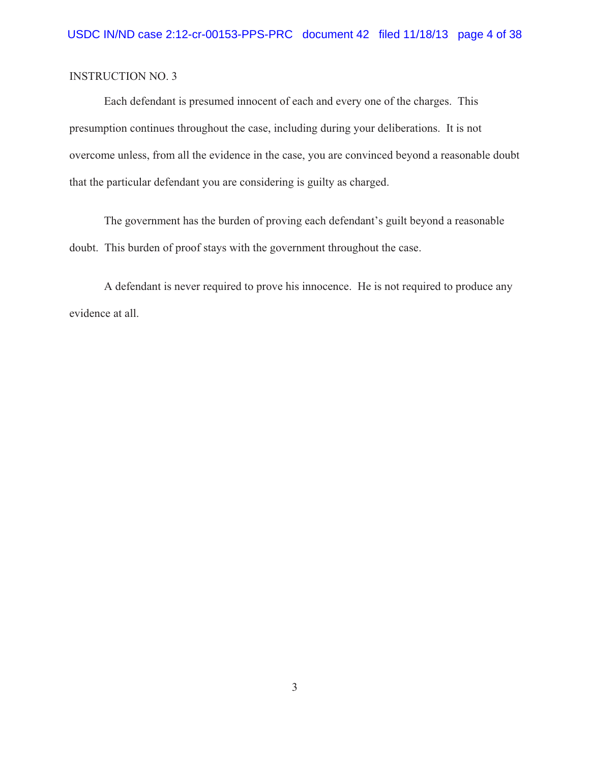INSTRUCTION NO. 3

Each defendant is presumed innocent of each and every one of the charges. This presumption continues throughout the case, including during your deliberations. It is not overcome unless, from all the evidence in the case, you are convinced beyond a reasonable doubt that the particular defendant you are considering is guilty as charged.

The government has the burden of proving each defendant's guilt beyond a reasonable doubt. This burden of proof stays with the government throughout the case.

A defendant is never required to prove his innocence. He is not required to produce any evidence at all.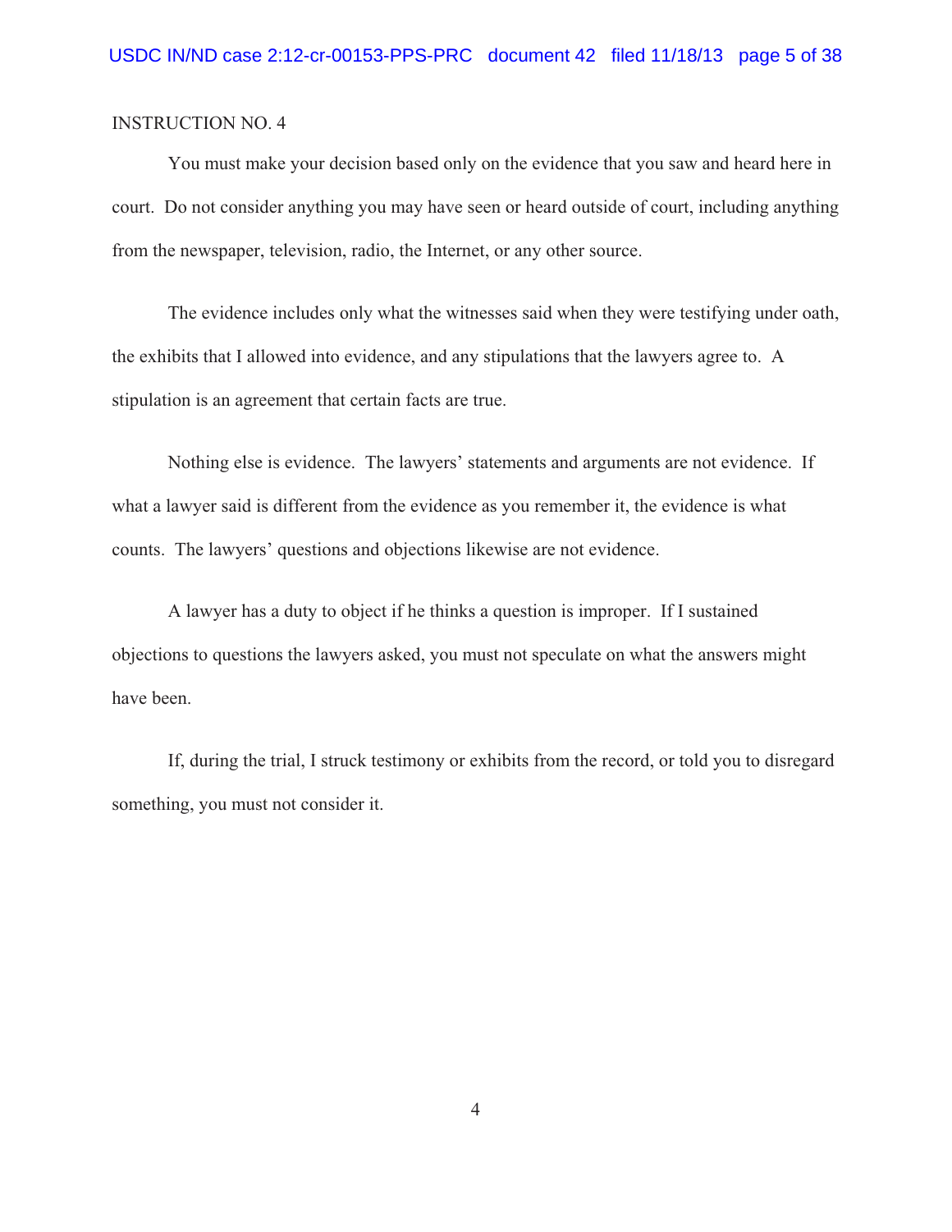INSTRUCTION NO. 4

You must make your decision based only on the evidence that you saw and heard here in court. Do not consider anything you may have seen or heard outside of court, including anything from the newspaper, television, radio, the Internet, or any other source.

The evidence includes only what the witnesses said when they were testifying under oath, the exhibits that I allowed into evidence, and any stipulations that the lawyers agree to. A stipulation is an agreement that certain facts are true.

Nothing else is evidence. The lawyers' statements and arguments are not evidence. If what a lawyer said is different from the evidence as you remember it, the evidence is what counts. The lawyers' questions and objections likewise are not evidence.

A lawyer has a duty to object if he thinks a question is improper. If I sustained objections to questions the lawyers asked, you must not speculate on what the answers might have been.

If, during the trial, I struck testimony or exhibits from the record, or told you to disregard something, you must not consider it.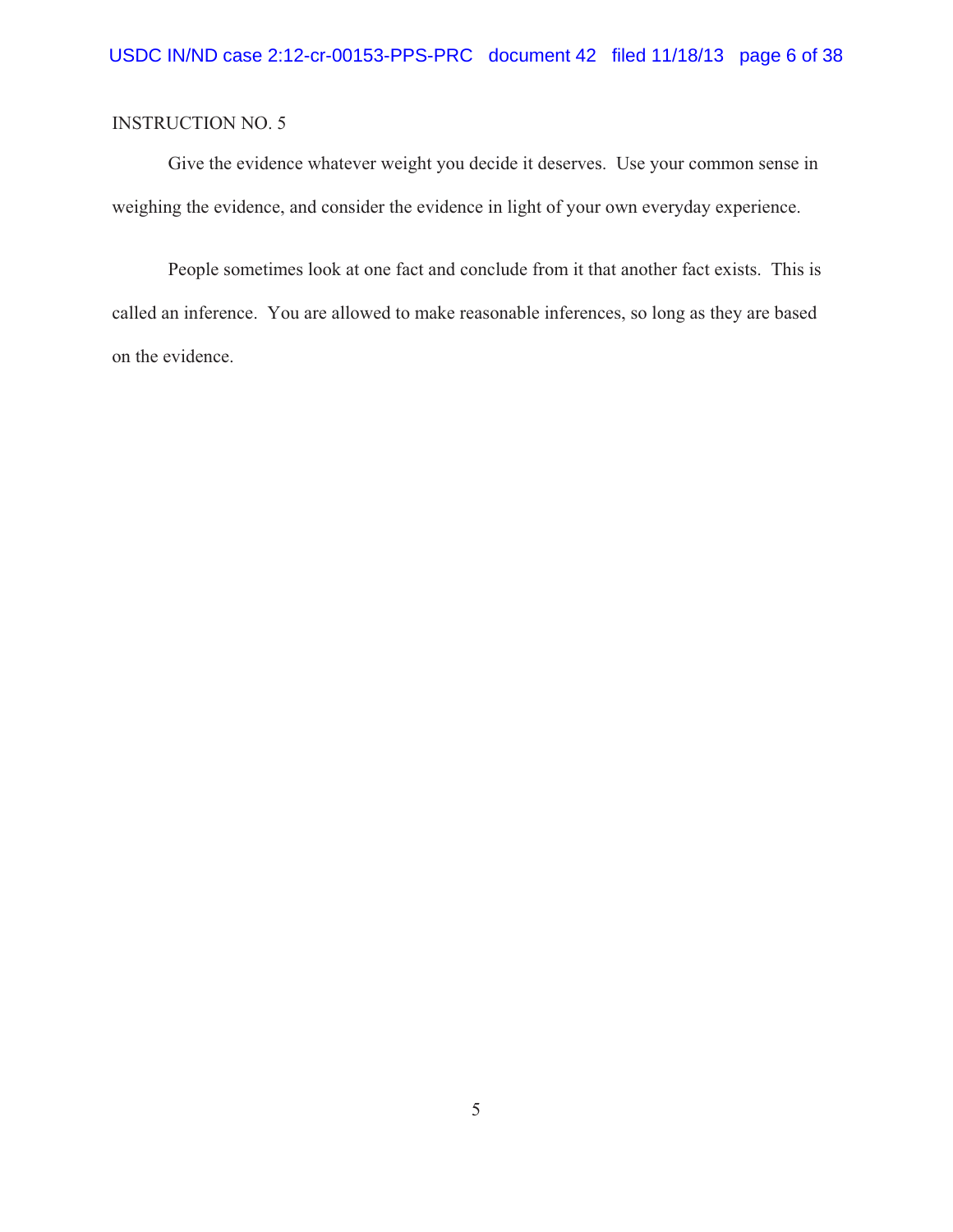INSTRUCTION NO. 5

Give the evidence whatever weight you decide it deserves. Use your common sense in weighing the evidence, and consider the evidence in light of your own everyday experience.

People sometimes look at one fact and conclude from it that another fact exists. This is called an inference. You are allowed to make reasonable inferences, so long as they are based on the evidence.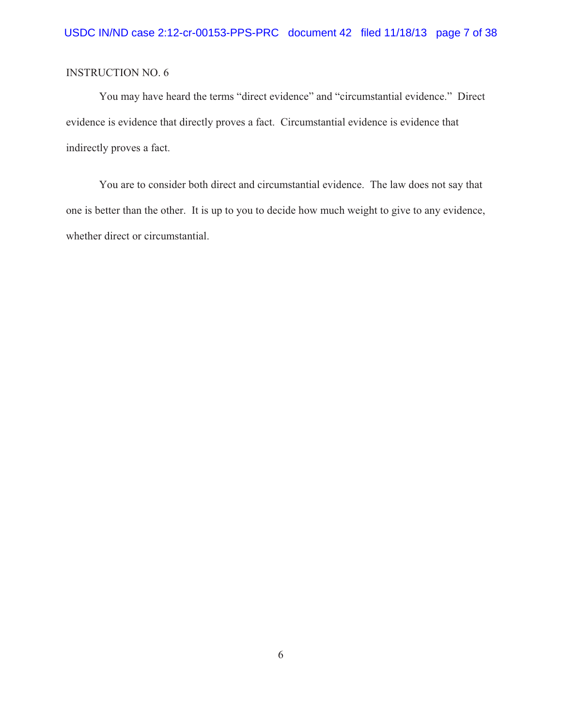INSTRUCTION NO. 6

You may have heard the terms "direct evidence" and "circumstantial evidence." Direct evidence is evidence that directly proves a fact. Circumstantial evidence is evidence that indirectly proves a fact.

You are to consider both direct and circumstantial evidence. The law does not say that one is better than the other. It is up to you to decide how much weight to give to any evidence, whether direct or circumstantial.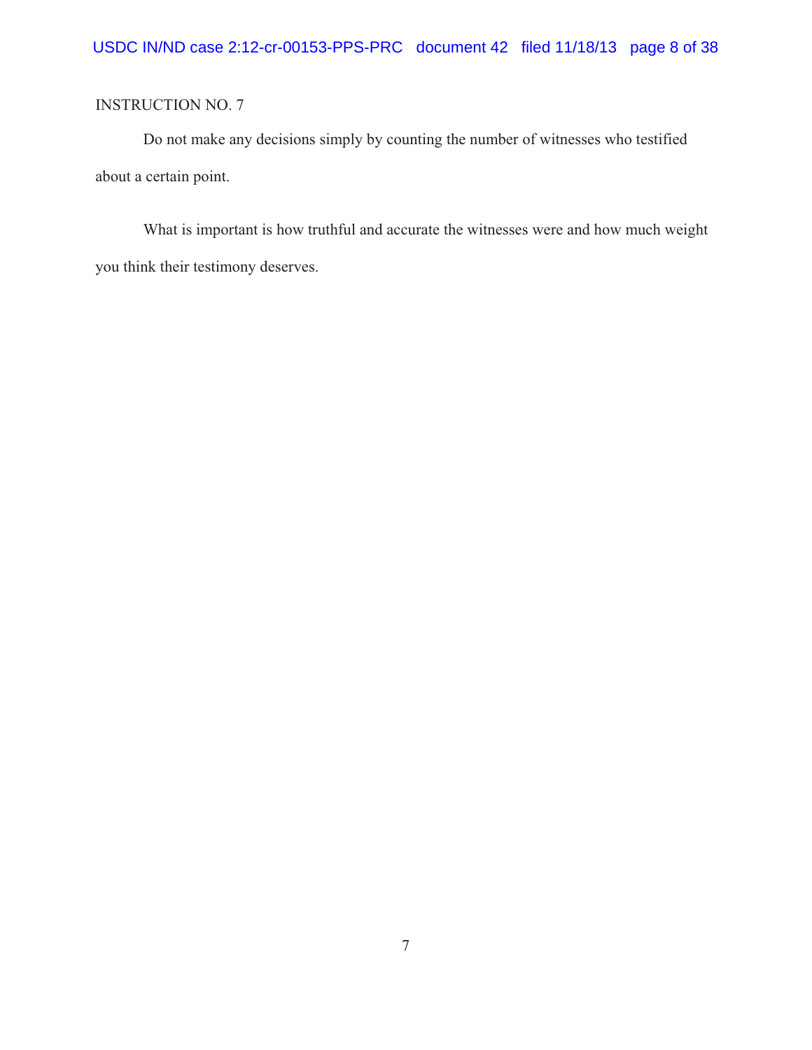INSTRUCTION NO. 7

Do not make any decisions simply by counting the number of witnesses who testified about a certain point.

What is important is how truthful and accurate the witnesses were and how much weight you think their testimony deserves.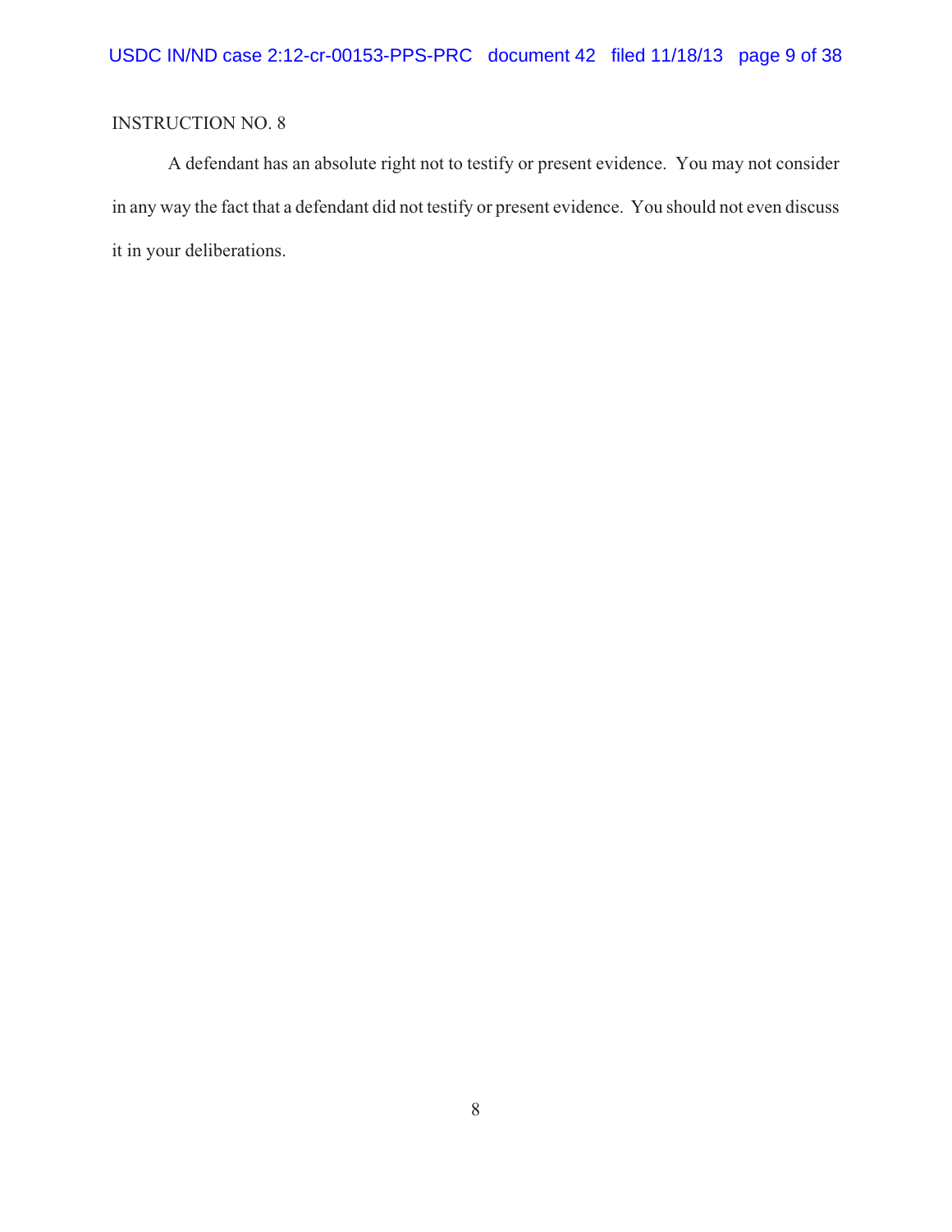INSTRUCTION NO. 8

A defendant has an absolute right not to testify or present evidence. You may not consider in any way the fact that a defendant did not testify or present evidence. You should not even discuss it in your deliberations.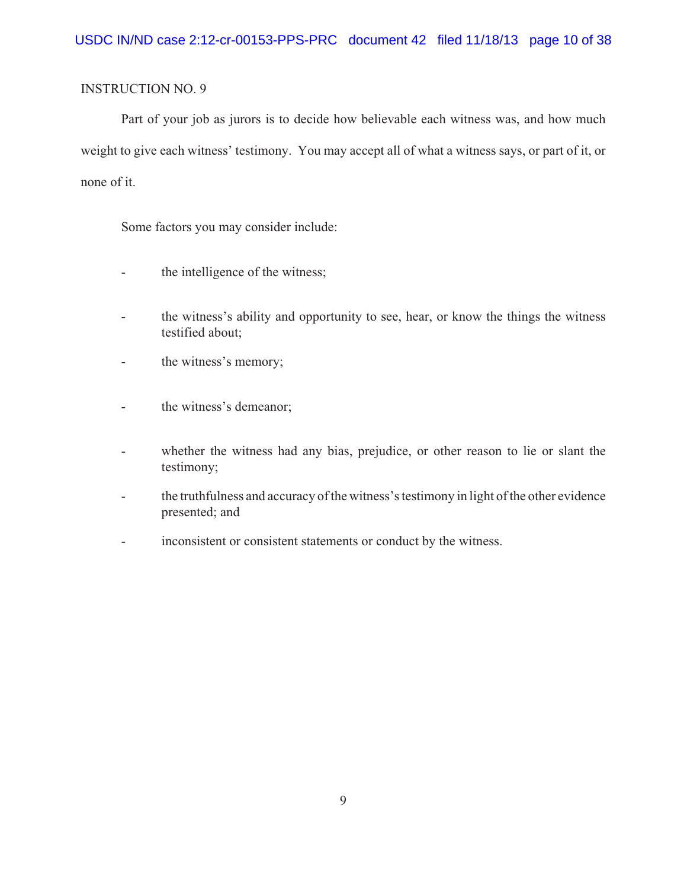INSTRUCTION NO. 9

Part of your job as jurors is to decide how believable each witness was, and how much weight to give each witness' testimony. You may accept all of what a witness says, or part of it, or none of it.

Some factors you may consider include:

- the intelligence of the witness;
- the witness's ability and opportunity to see, hear, or know the things the witness testified about;
- the witness's memory;
- the witness's demeanor;
- whether the witness had any bias, prejudice, or other reason to lie or slant the testimony;
- the truthfulness and accuracy of the witness's testimony in light of the other evidence presented; and
- inconsistent or consistent statements or conduct by the witness.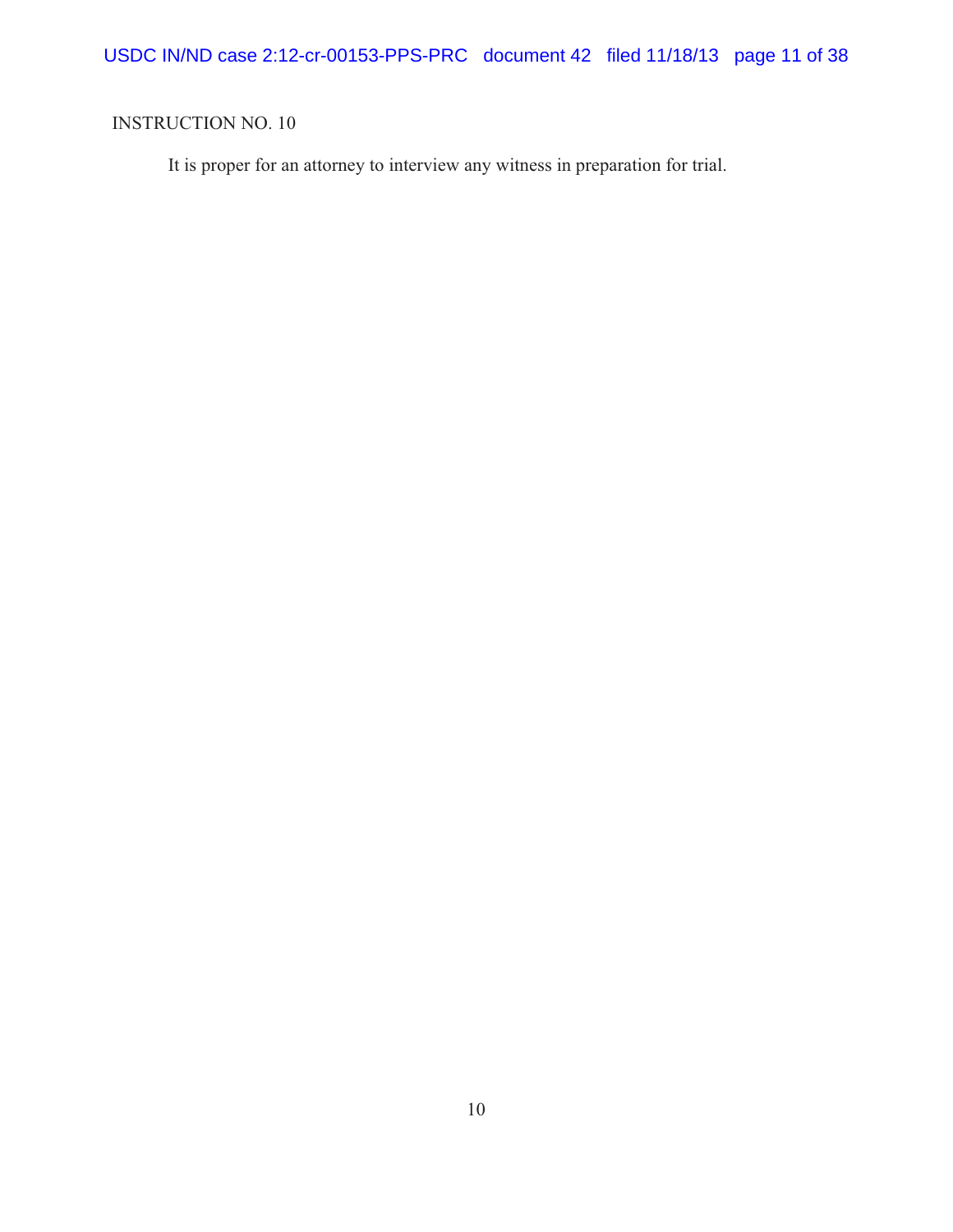INSTRUCTION NO. 10

It is proper for an attorney to interview any witness in preparation for trial.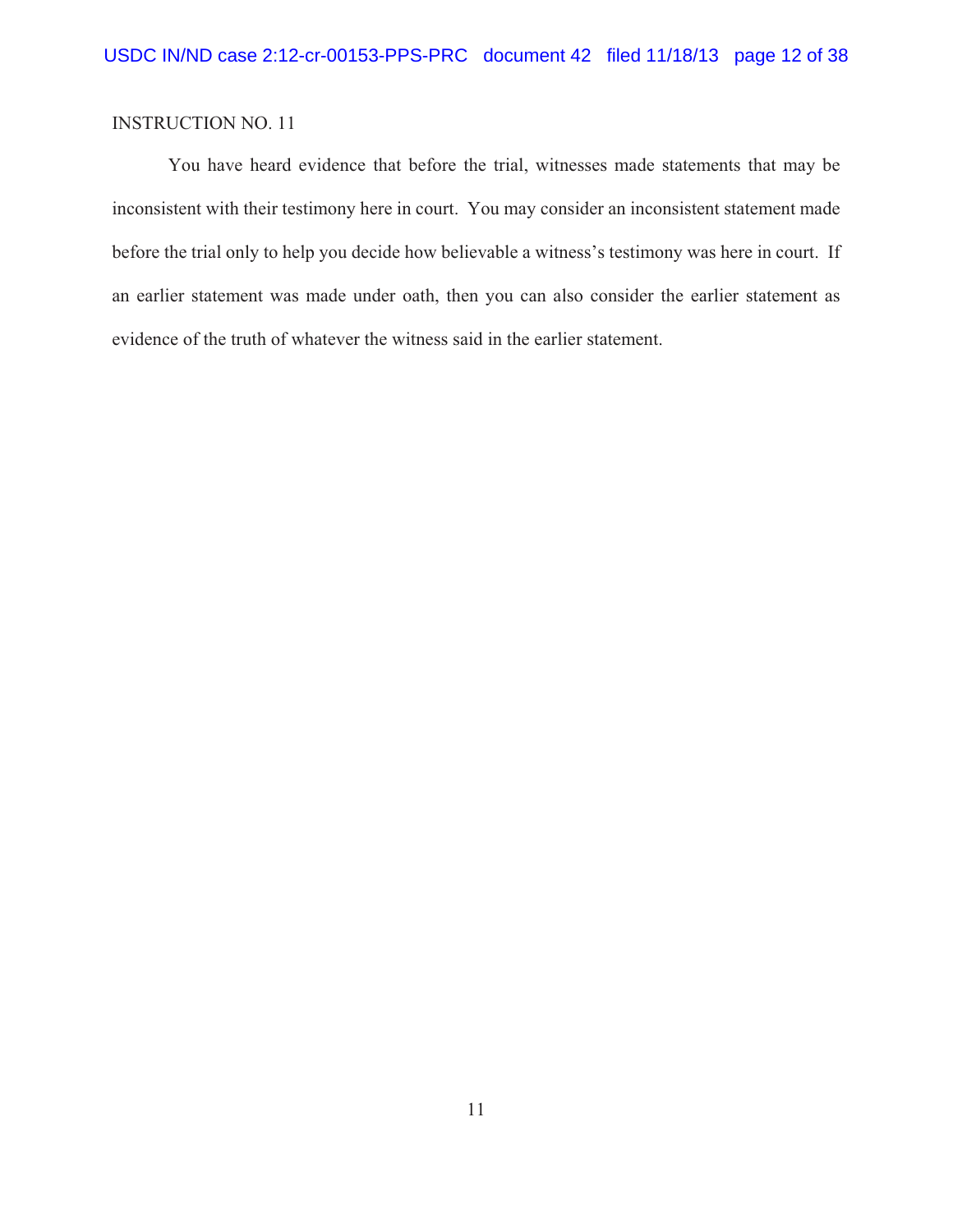INSTRUCTION NO. 11

You have heard evidence that before the trial, witnesses made statements that may be inconsistent with their testimony here in court. You may consider an inconsistent statement made before the trial only to help you decide how believable a witness's testimony was here in court. If an earlier statement was made under oath, then you can also consider the earlier statement as evidence of the truth of whatever the witness said in the earlier statement.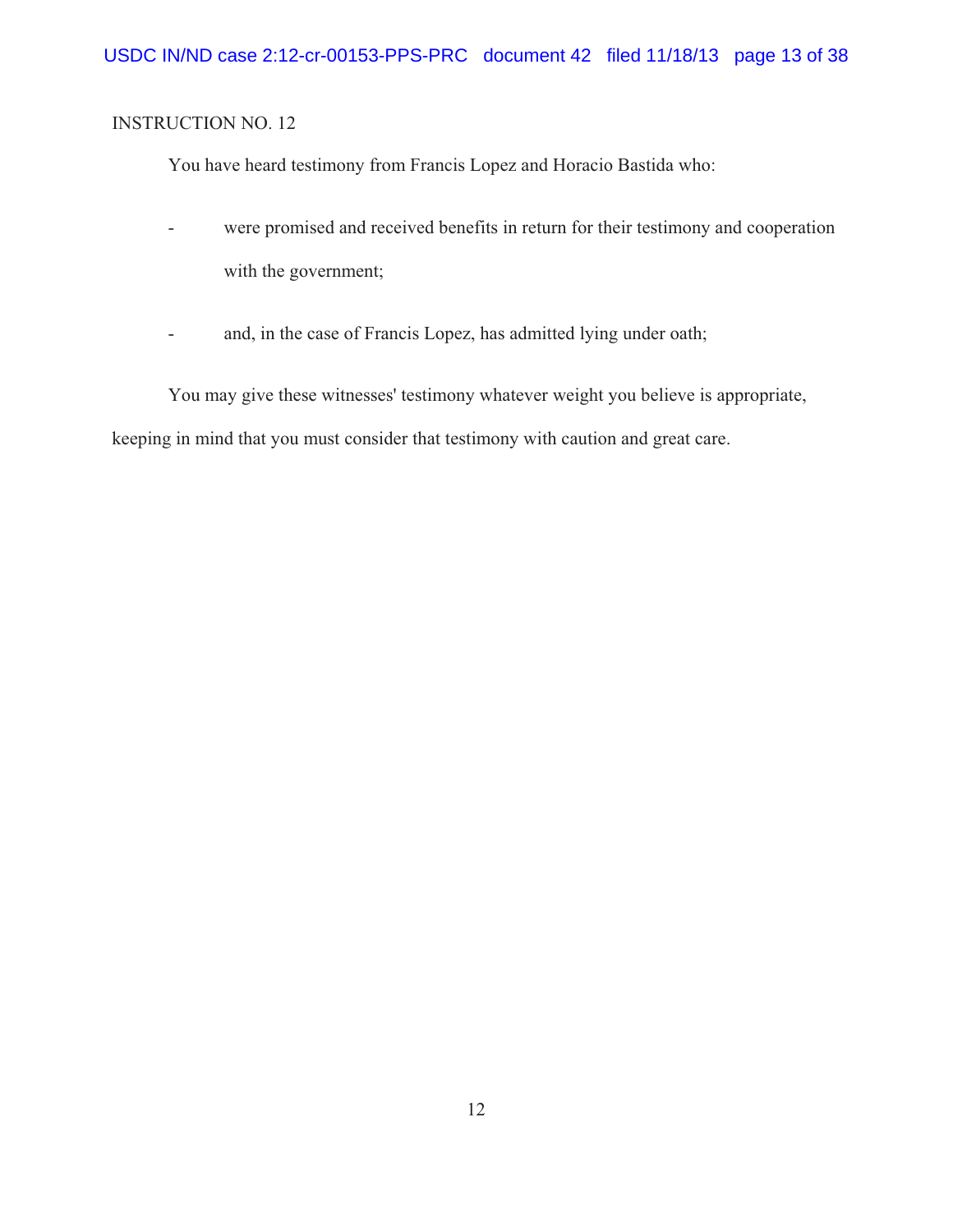INSTRUCTION NO. 12

You have heard testimony from Francis Lopez and Horacio Bastida who:

- were promised and received benefits in return for their testimony and cooperation with the government;

- and, in the case of Francis Lopez, has admitted lying under oath;

You may give these witnesses' testimony whatever weight you believe is appropriate, keeping in mind that you must consider that testimony with caution and great care.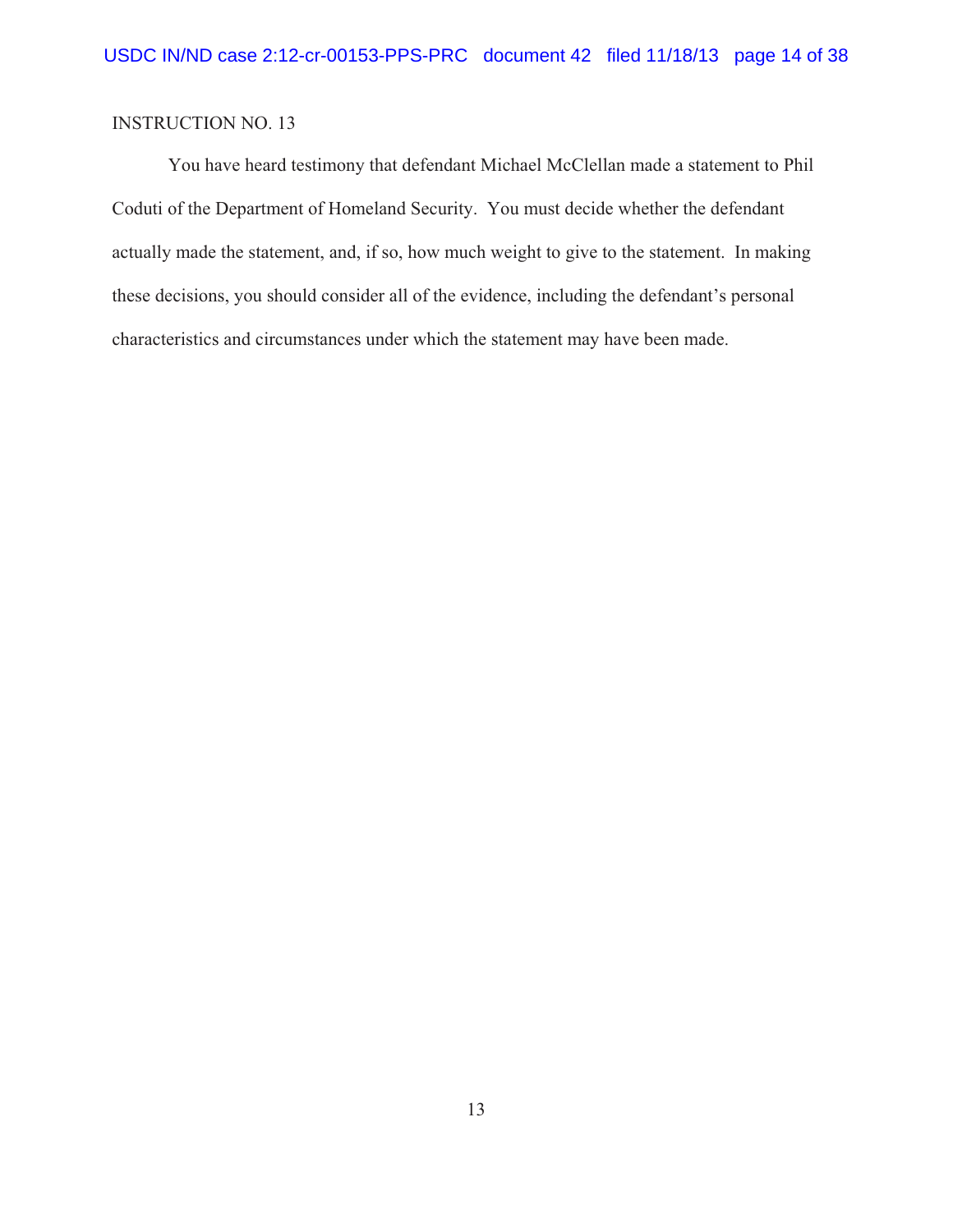INSTRUCTION NO. 13

You have heard testimony that defendant Michael McClellan made a statement to Phil Coduti of the Department of Homeland Security. You must decide whether the defendant actually made the statement, and, if so, how much weight to give to the statement. In making these decisions, you should consider all of the evidence, including the defendant's personal characteristics and circumstances under which the statement may have been made.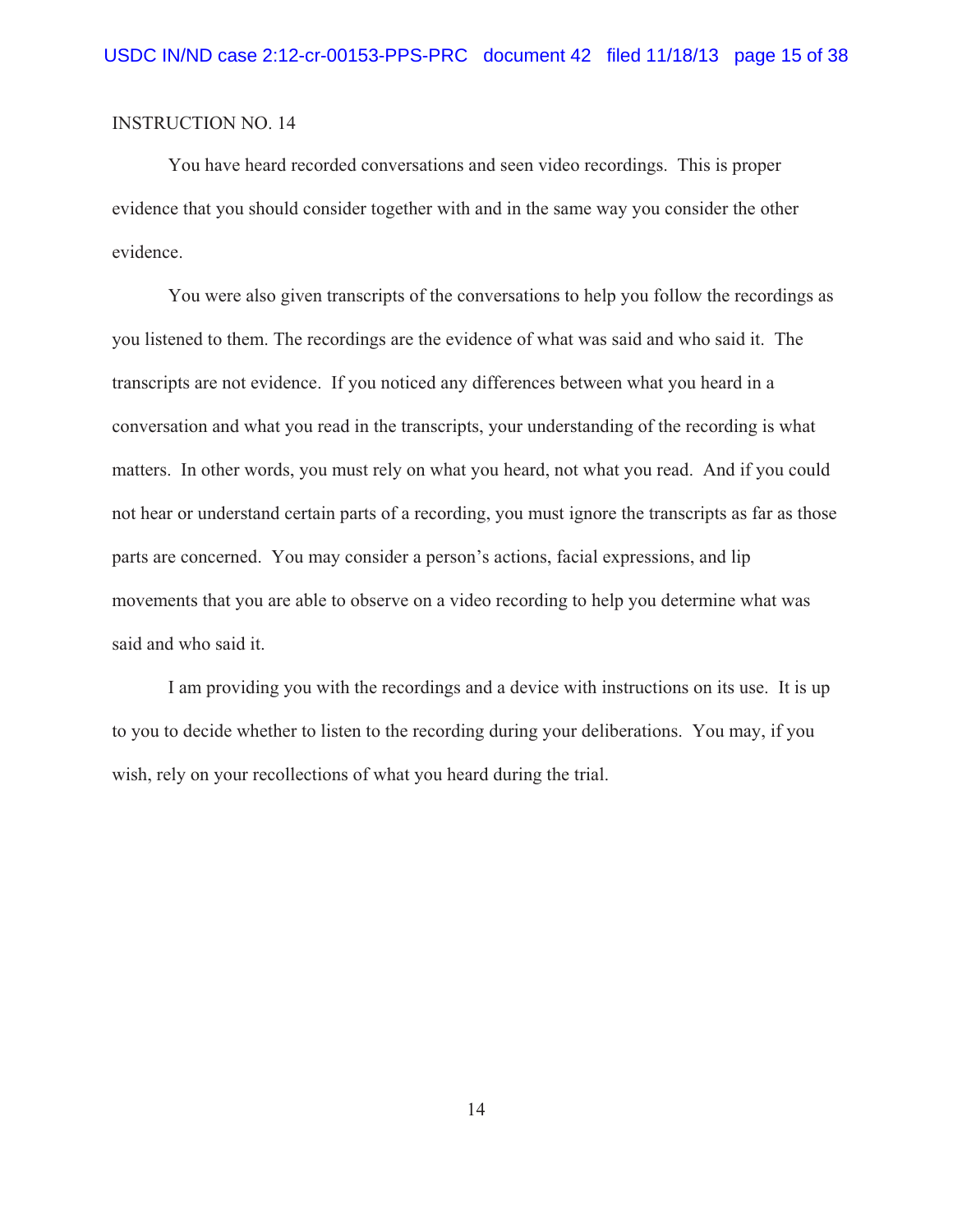INSTRUCTION NO. 14

You have heard recorded conversations and seen video recordings. This is proper evidence that you should consider together with and in the same way you consider the other evidence.

You were also given transcripts of the conversations to help you follow the recordings as you listened to them. The recordings are the evidence of what was said and who said it. The transcripts are not evidence. If you noticed any differences between what you heard in a conversation and what you read in the transcripts, your understanding of the recording is what matters. In other words, you must rely on what you heard, not what you read. And if you could not hear or understand certain parts of a recording, you must ignore the transcripts as far as those parts are concerned. You may consider a person's actions, facial expressions, and lip movements that you are able to observe on a video recording to help you determine what was said and who said it.

I am providing you with the recordings and a device with instructions on its use. It is up to you to decide whether to listen to the recording during your deliberations. You may, if you wish, rely on your recollections of what you heard during the trial.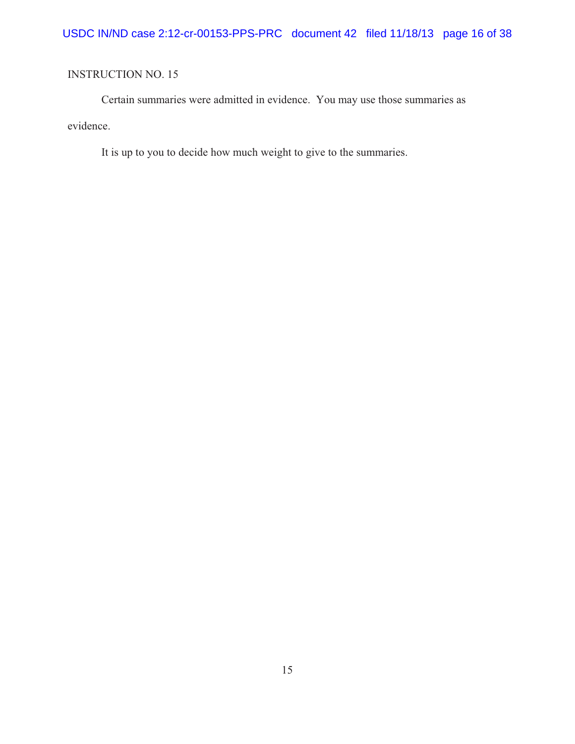INSTRUCTION NO. 15

Certain summaries were admitted in evidence. You may use those summaries as evidence.

It is up to you to decide how much weight to give to the summaries.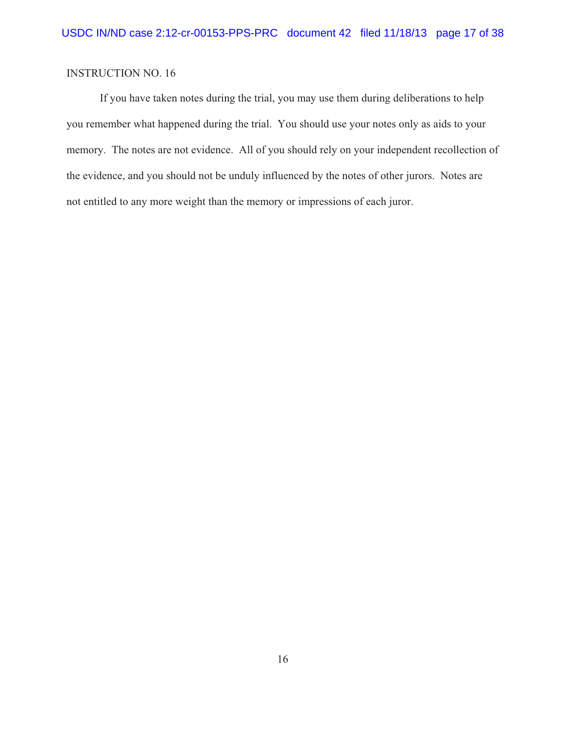INSTRUCTION NO. 16

If you have taken notes during the trial, you may use them during deliberations to help you remember what happened during the trial. You should use your notes only as aids to your memory. The notes are not evidence. All of you should rely on your independent recollection of the evidence, and you should not be unduly influenced by the notes of other jurors. Notes are not entitled to any more weight than the memory or impressions of each juror.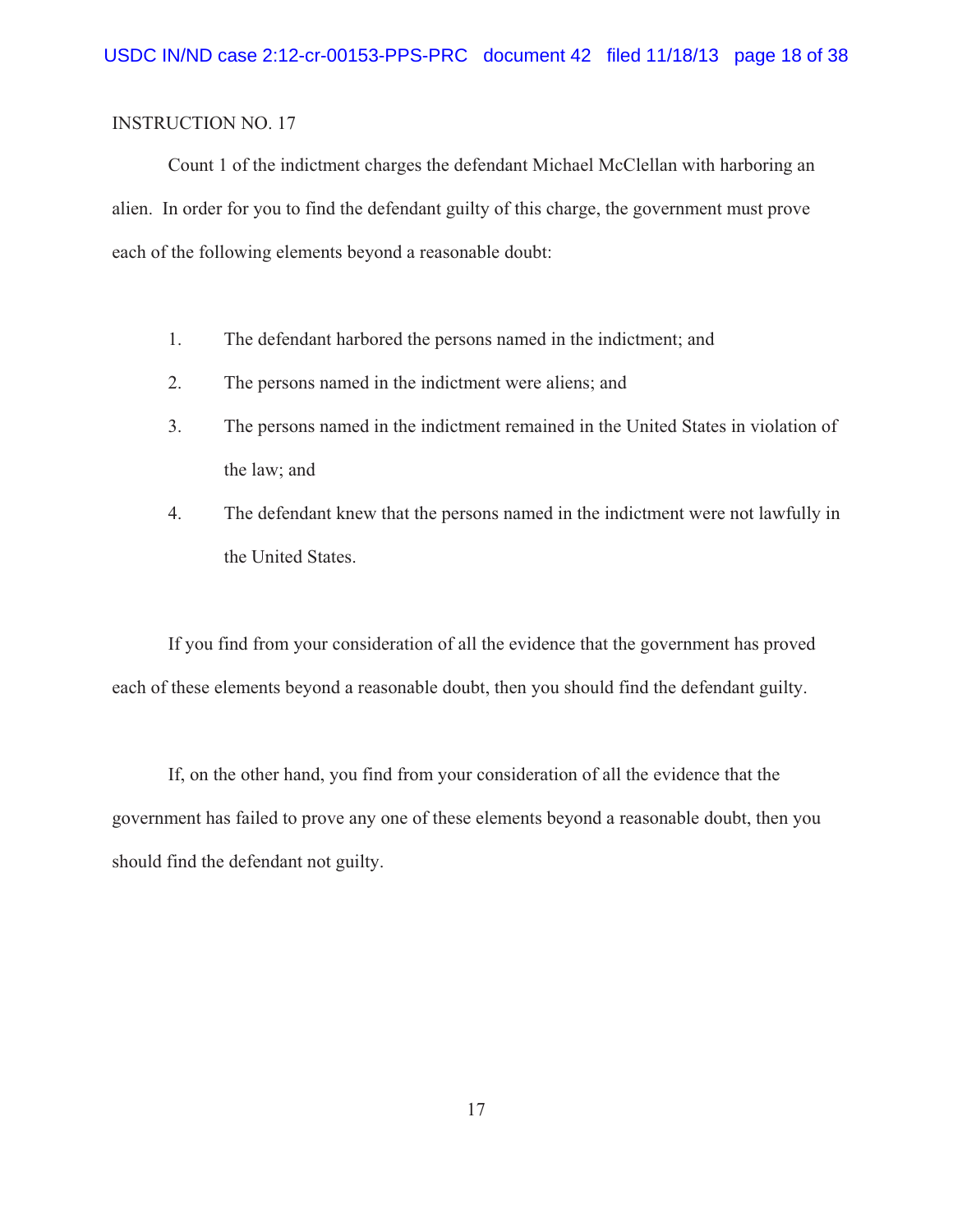INSTRUCTION NO. 17

Count 1 of the indictment charges the defendant Michael McClellan with harboring an alien. In order for you to find the defendant guilty of this charge, the government must prove each of the following elements beyond a reasonable doubt:

1. The defendant harbored the persons named in the indictment; and
2. The persons named in the indictment were aliens; and
3. The persons named in the indictment remained in the United States in violation of the law; and
4. The defendant knew that the persons named in the indictment were not lawfully in the United States.

If you find from your consideration of all the evidence that the government has proved each of these elements beyond a reasonable doubt, then you should find the defendant guilty.

If, on the other hand, you find from your consideration of all the evidence that the government has failed to prove any one of these elements beyond a reasonable doubt, then you should find the defendant not guilty.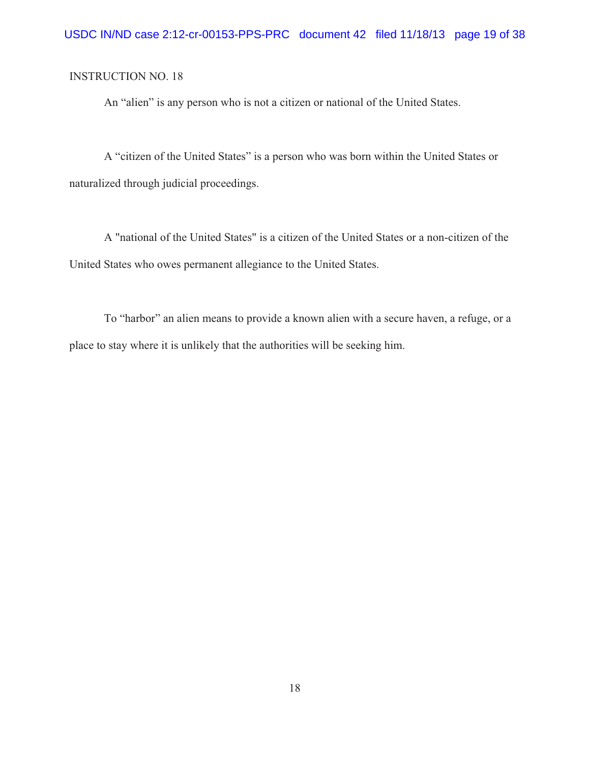INSTRUCTION NO. 18

An “alien” is any person who is not a citizen or national of the United States.

A “citizen of the United States” is a person who was born within the United States or naturalized through judicial proceedings.

A "national of the United States" is a citizen of the United States or a non-citizen of the United States who owes permanent allegiance to the United States.

To “harbor” an alien means to provide a known alien with a secure haven, a refuge, or a place to stay where it is unlikely that the authorities will be seeking him.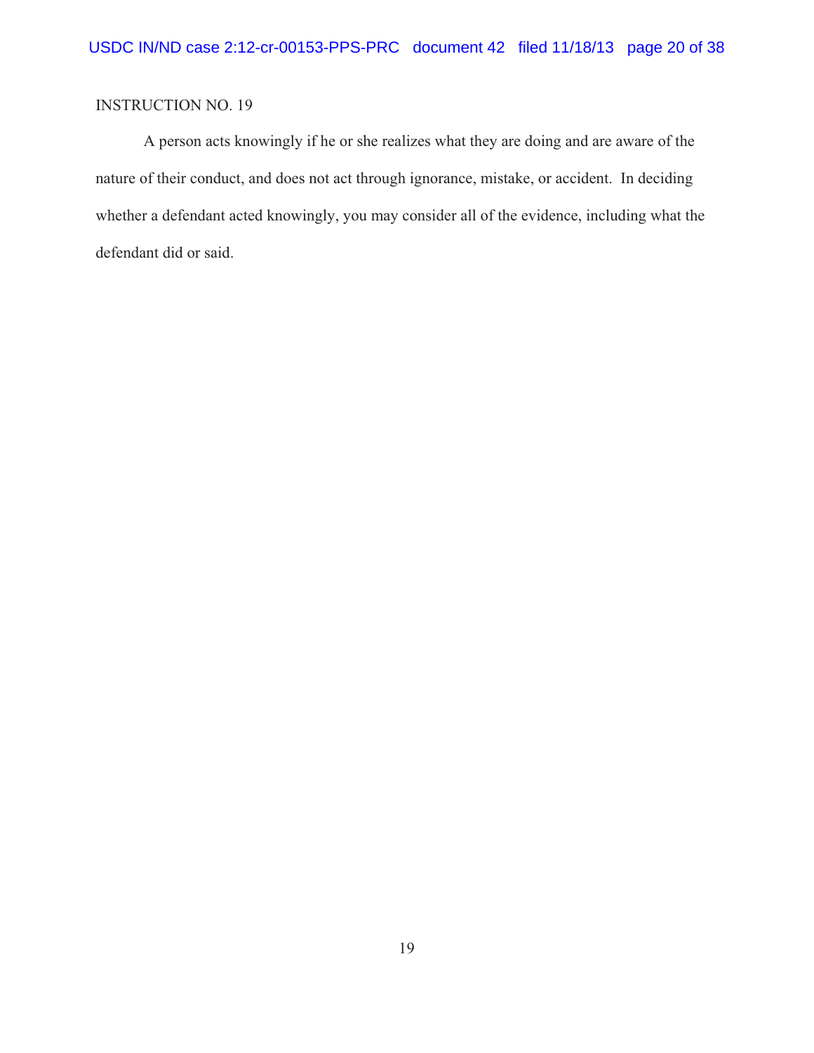INSTRUCTION NO. 19

A person acts knowingly if he or she realizes what they are doing and are aware of the nature of their conduct, and does not act through ignorance, mistake, or accident. In deciding whether a defendant acted knowingly, you may consider all of the evidence, including what the defendant did or said.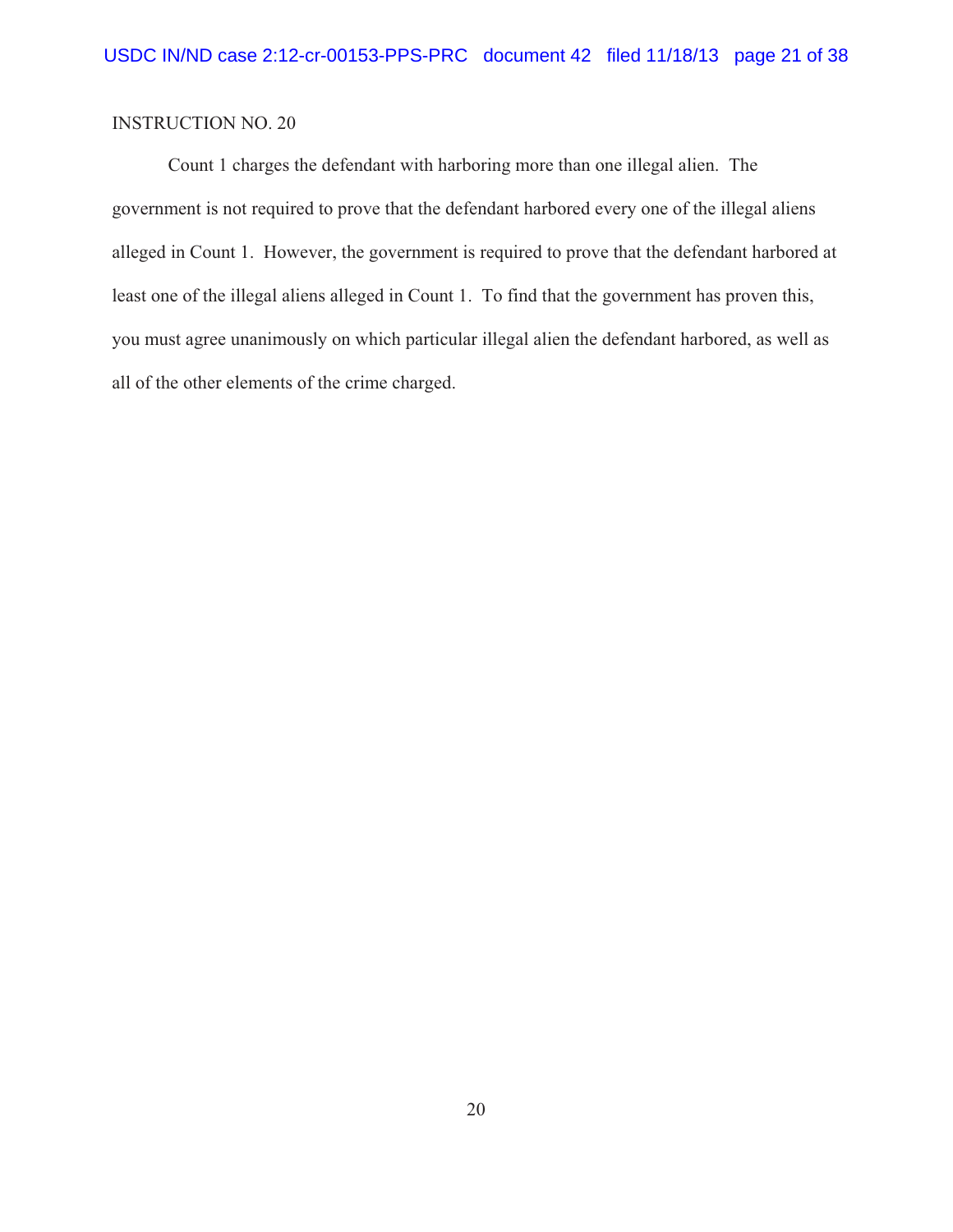INSTRUCTION NO. 20

Count 1 charges the defendant with harboring more than one illegal alien. The government is not required to prove that the defendant harbored every one of the illegal aliens alleged in Count 1. However, the government is required to prove that the defendant harbored at least one of the illegal aliens alleged in Count 1. To find that the government has proven this, you must agree unanimously on which particular illegal alien the defendant harbored, as well as all of the other elements of the crime charged.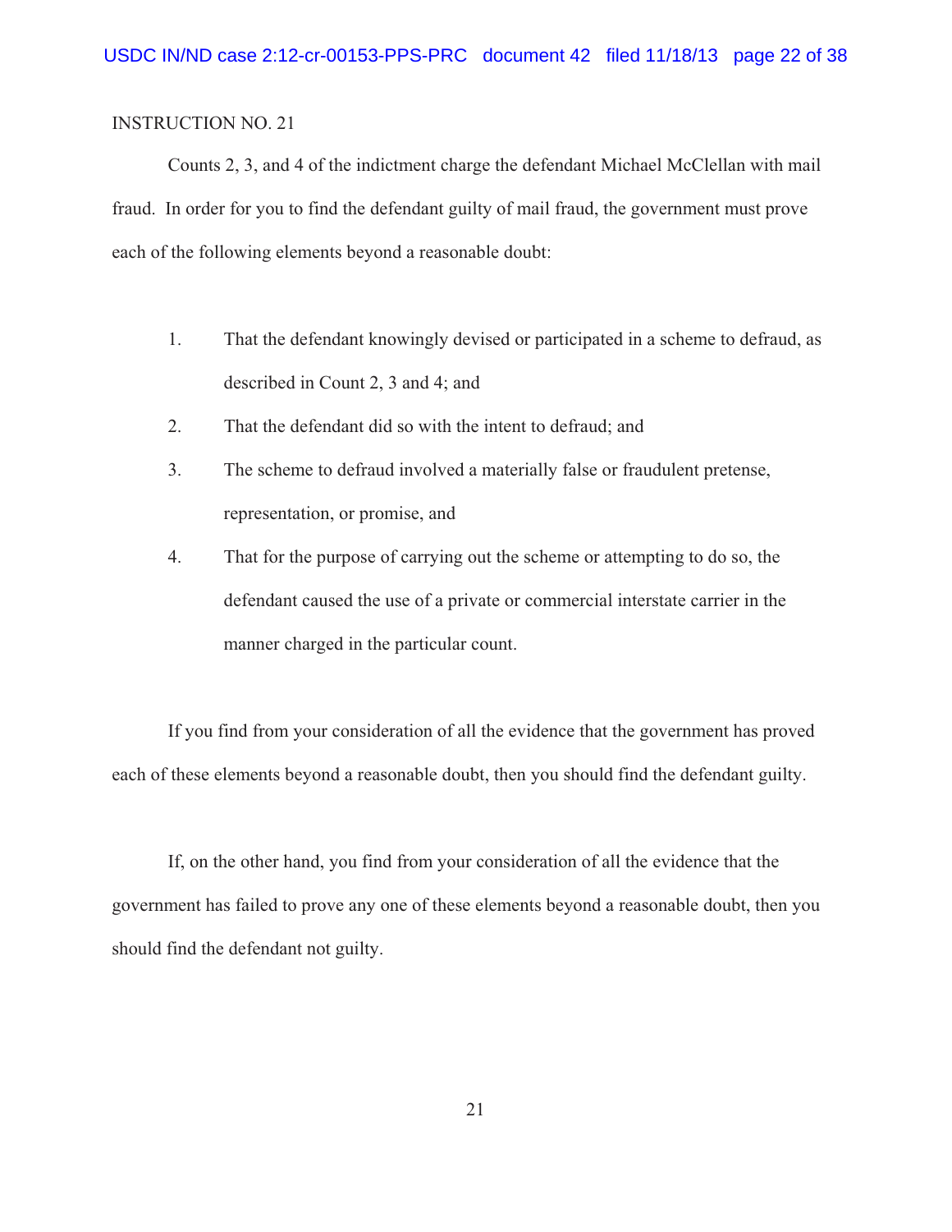INSTRUCTION NO. 21

Counts 2, 3, and 4 of the indictment charge the defendant Michael McClellan with mail fraud. In order for you to find the defendant guilty of mail fraud, the government must prove each of the following elements beyond a reasonable doubt:

1. That the defendant knowingly devised or participated in a scheme to defraud, as described in Count 2, 3 and 4; and
2. That the defendant did so with the intent to defraud; and
3. The scheme to defraud involved a materially false or fraudulent pretense, representation, or promise, and
4. That for the purpose of carrying out the scheme or attempting to do so, the defendant caused the use of a private or commercial interstate carrier in the manner charged in the particular count.

If you find from your consideration of all the evidence that the government has proved each of these elements beyond a reasonable doubt, then you should find the defendant guilty.

If, on the other hand, you find from your consideration of all the evidence that the government has failed to prove any one of these elements beyond a reasonable doubt, then you should find the defendant not guilty.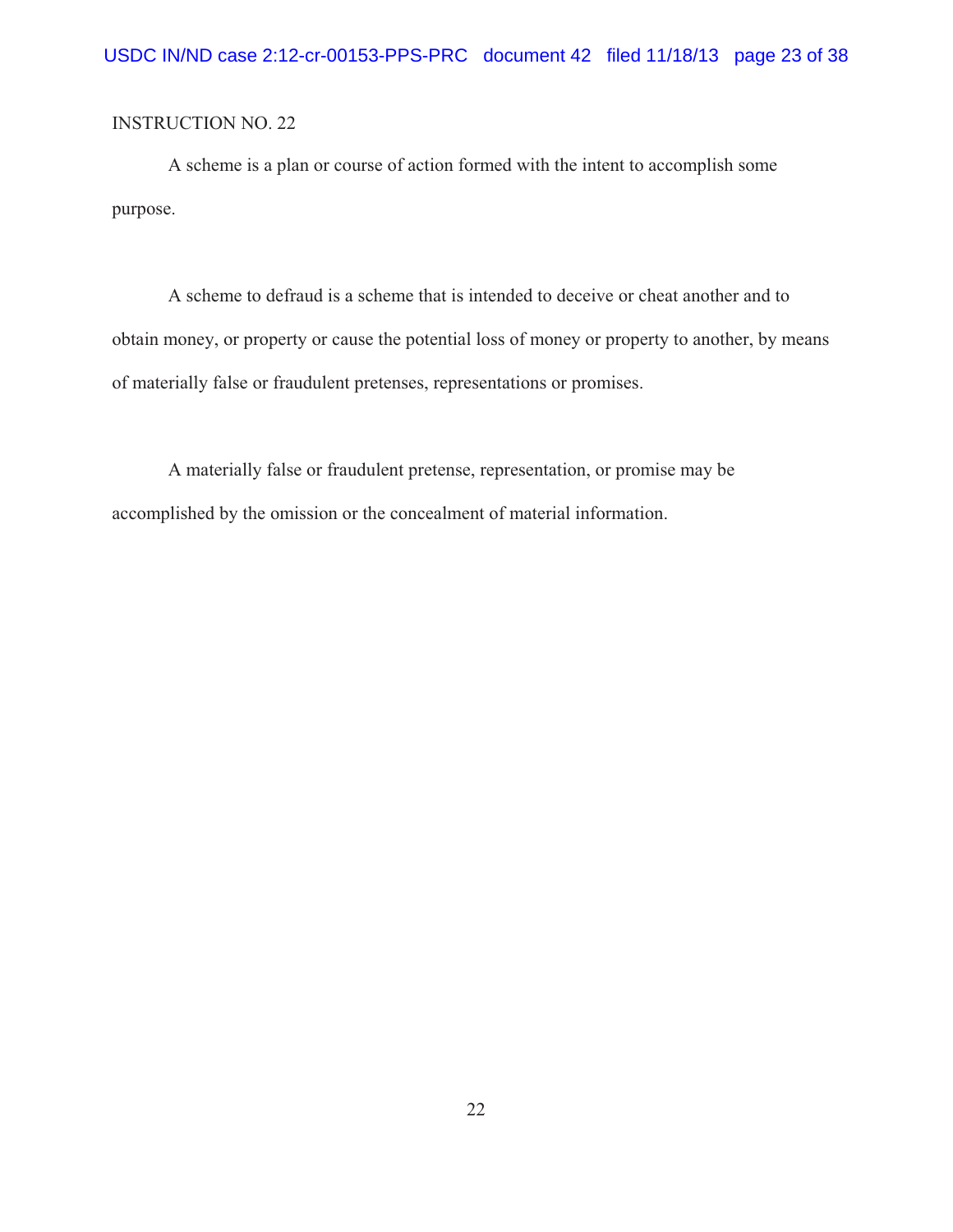INSTRUCTION NO. 22

A scheme is a plan or course of action formed with the intent to accomplish some purpose.

A scheme to defraud is a scheme that is intended to deceive or cheat another and to obtain money, or property or cause the potential loss of money or property to another, by means of materially false or fraudulent pretenses, representations or promises.

A materially false or fraudulent pretense, representation, or promise may be accomplished by the omission or the concealment of material information.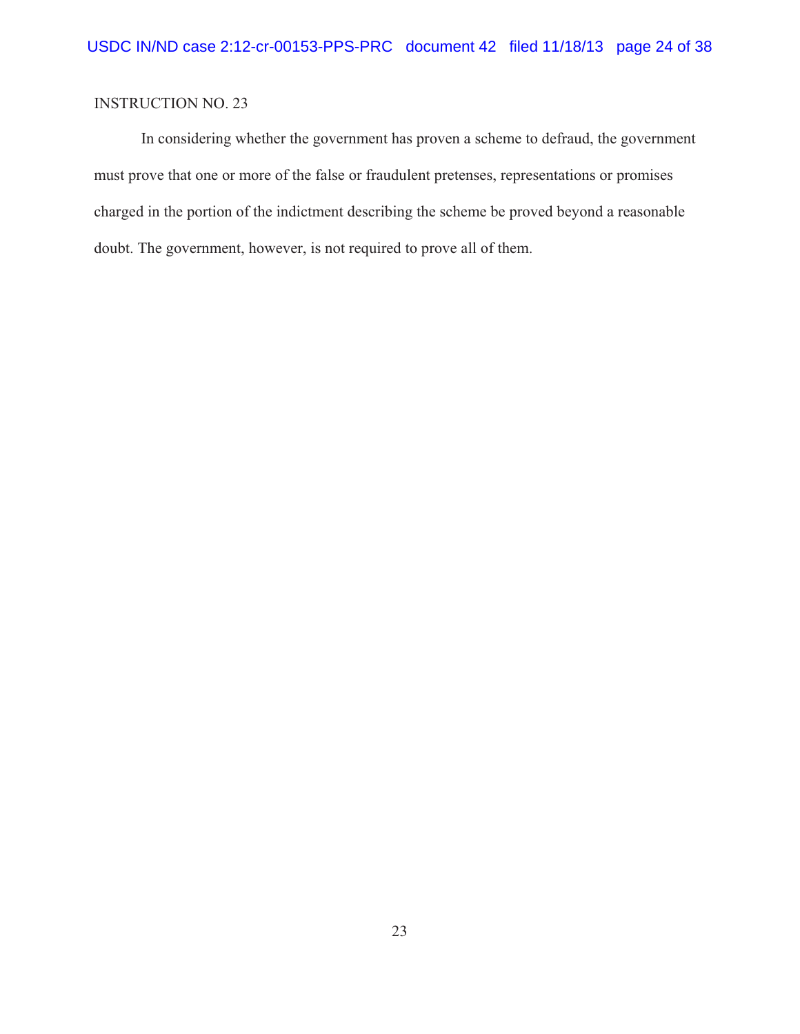INSTRUCTION NO. 23

In considering whether the government has proven a scheme to defraud, the government must prove that one or more of the false or fraudulent pretenses, representations or promises charged in the portion of the indictment describing the scheme be proved beyond a reasonable doubt. The government, however, is not required to prove all of them.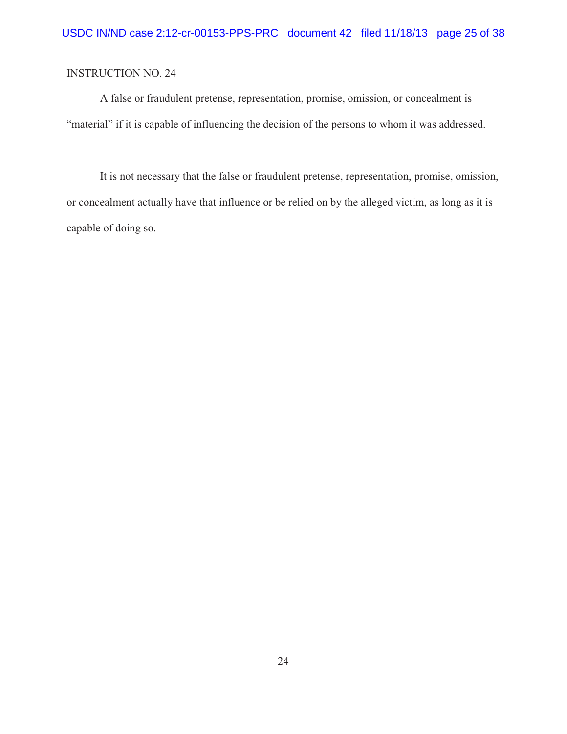INSTRUCTION NO. 24

A false or fraudulent pretense, representation, promise, omission, or concealment is "material" if it is capable of influencing the decision of the persons to whom it was addressed.

It is not necessary that the false or fraudulent pretense, representation, promise, omission, or concealment actually have that influence or be relied on by the alleged victim, as long as it is capable of doing so.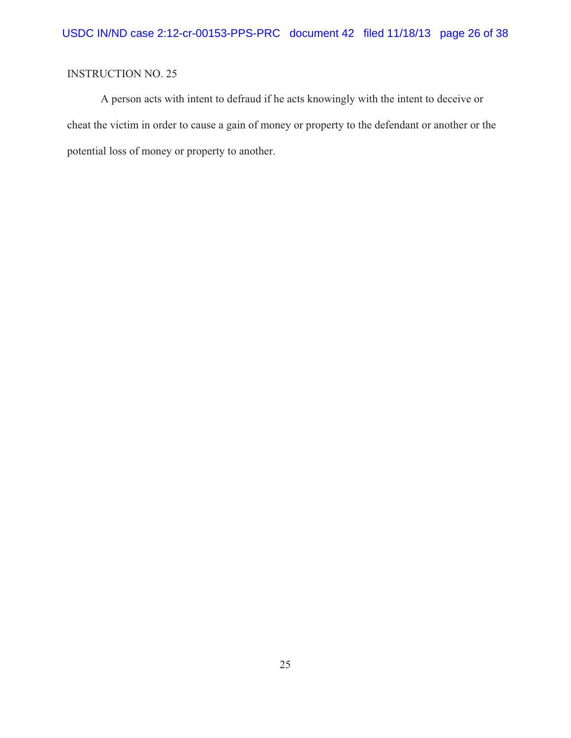INSTRUCTION NO. 25

A person acts with intent to defraud if he acts knowingly with the intent to deceive or cheat the victim in order to cause a gain of money or property to the defendant or another or the potential loss of money or property to another.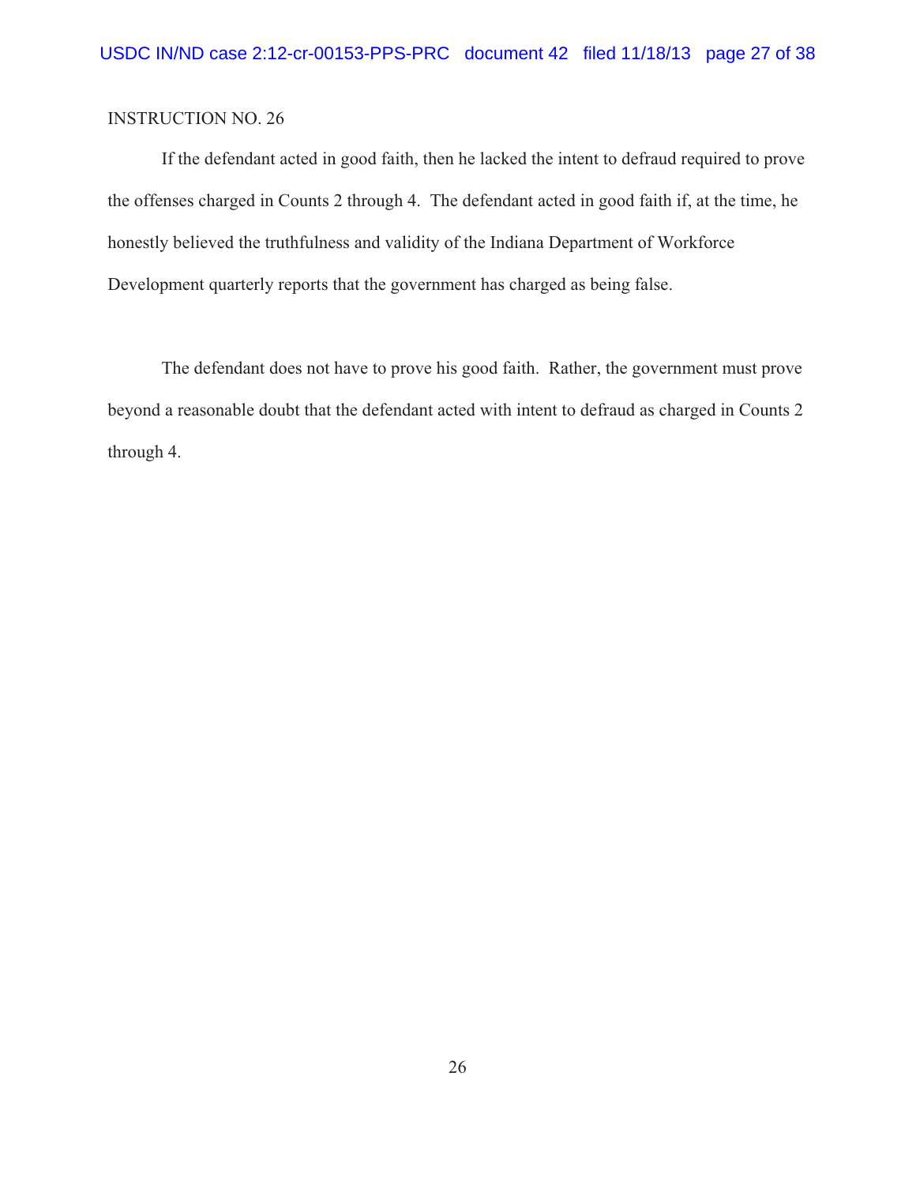INSTRUCTION NO. 26

If the defendant acted in good faith, then he lacked the intent to defraud required to prove the offenses charged in Counts 2 through 4. The defendant acted in good faith if, at the time, he honestly believed the truthfulness and validity of the Indiana Department of Workforce Development quarterly reports that the government has charged as being false.

The defendant does not have to prove his good faith. Rather, the government must prove beyond a reasonable doubt that the defendant acted with intent to defraud as charged in Counts 2 through 4.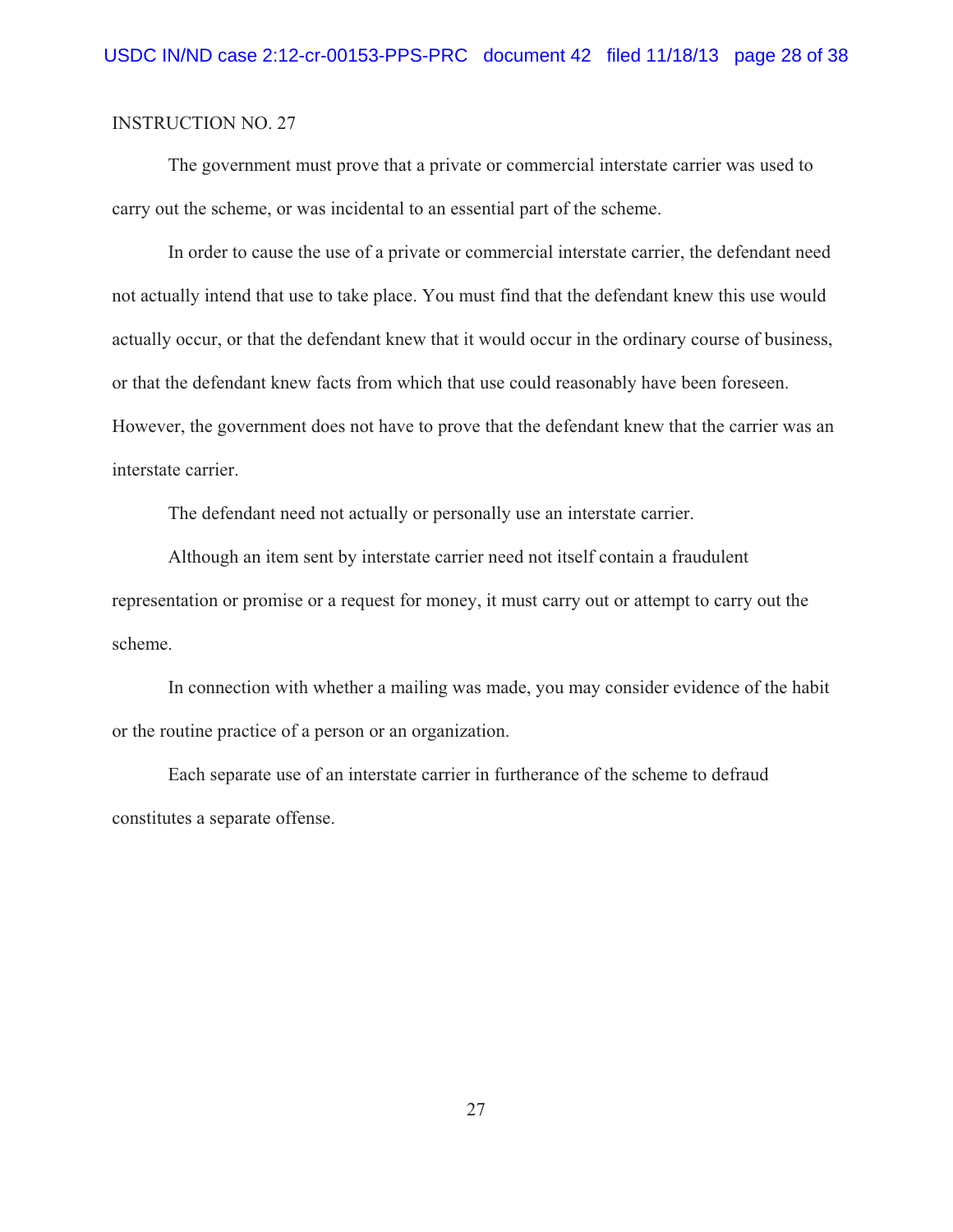INSTRUCTION NO. 27

The government must prove that a private or commercial interstate carrier was used to carry out the scheme, or was incidental to an essential part of the scheme.

In order to cause the use of a private or commercial interstate carrier, the defendant need not actually intend that use to take place. You must find that the defendant knew this use would actually occur, or that the defendant knew that it would occur in the ordinary course of business, or that the defendant knew facts from which that use could reasonably have been foreseen. However, the government does not have to prove that the defendant knew that the carrier was an interstate carrier.

The defendant need not actually or personally use an interstate carrier.

Although an item sent by interstate carrier need not itself contain a fraudulent representation or promise or a request for money, it must carry out or attempt to carry out the scheme.

In connection with whether a mailing was made, you may consider evidence of the habit or the routine practice of a person or an organization.

Each separate use of an interstate carrier in furtherance of the scheme to defraud constitutes a separate offense.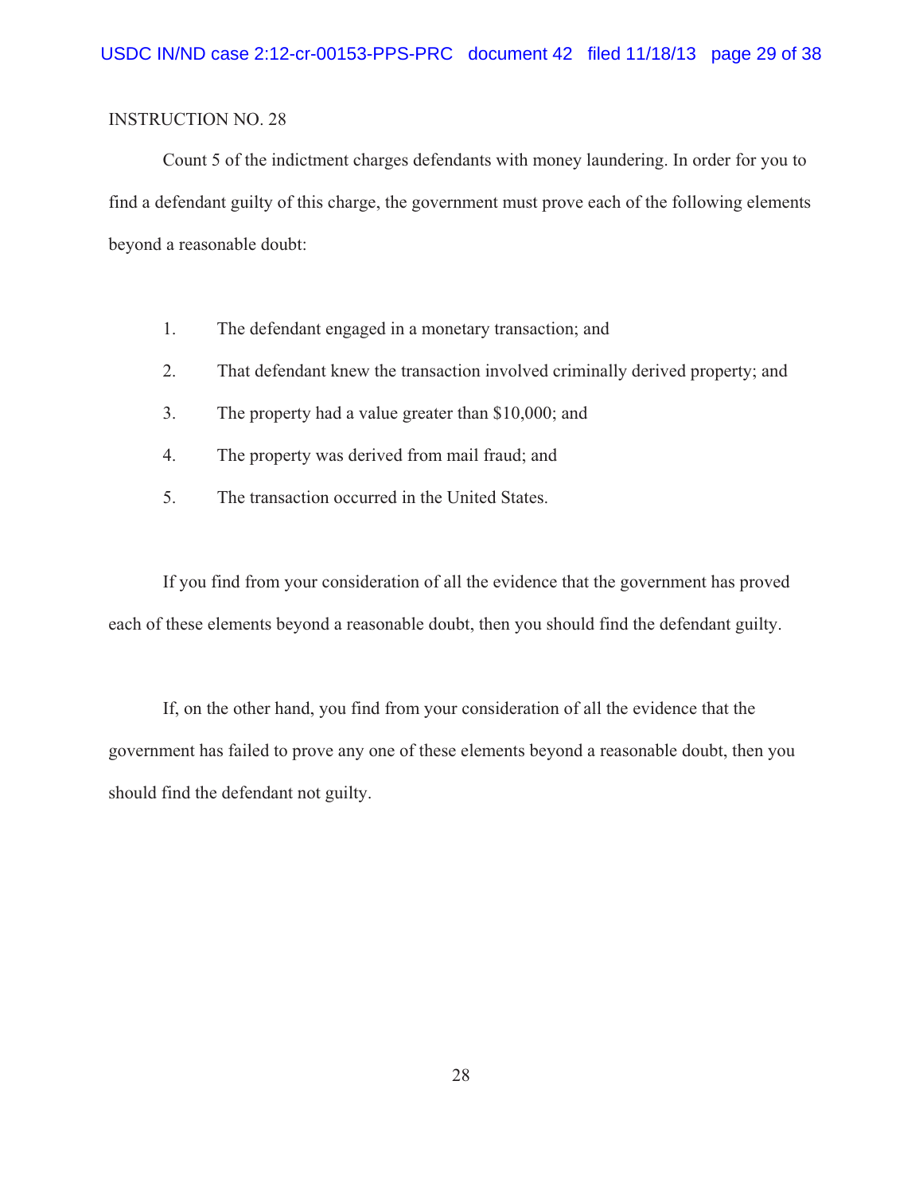INSTRUCTION NO. 28

Count 5 of the indictment charges defendants with money laundering. In order for you to find a defendant guilty of this charge, the government must prove each of the following elements beyond a reasonable doubt:

1. The defendant engaged in a monetary transaction; and
2. That defendant knew the transaction involved criminally derived property; and
3. The property had a value greater than $10,000; and
4. The property was derived from mail fraud; and
5. The transaction occurred in the United States.

If you find from your consideration of all the evidence that the government has proved each of these elements beyond a reasonable doubt, then you should find the defendant guilty.

If, on the other hand, you find from your consideration of all the evidence that the government has failed to prove any one of these elements beyond a reasonable doubt, then you should find the defendant not guilty.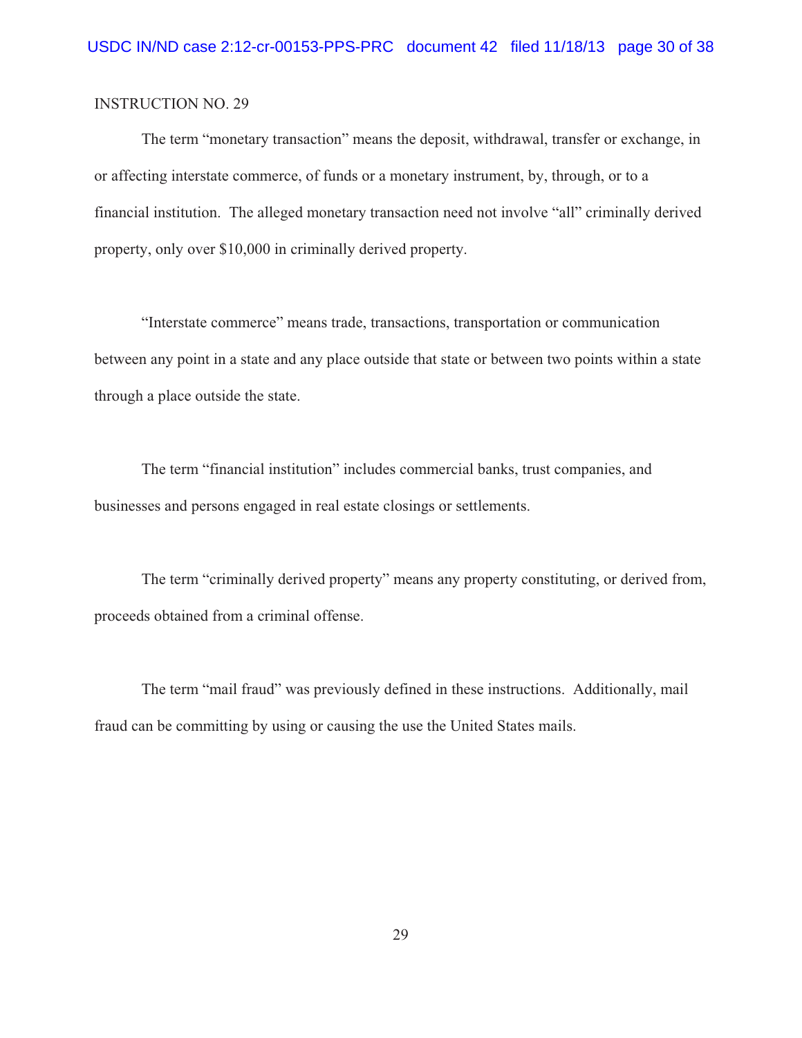INSTRUCTION NO. 29

The term “monetary transaction” means the deposit, withdrawal, transfer or exchange, in or affecting interstate commerce, of funds or a monetary instrument, by, through, or to a financial institution. The alleged monetary transaction need not involve “all” criminally derived property, only over $10,000 in criminally derived property.

“Interstate commerce” means trade, transactions, transportation or communication between any point in a state and any place outside that state or between two points within a state through a place outside the state.

The term “financial institution” includes commercial banks, trust companies, and businesses and persons engaged in real estate closings or settlements.

The term “criminally derived property” means any property constituting, or derived from, proceeds obtained from a criminal offense.

The term “mail fraud” was previously defined in these instructions. Additionally, mail fraud can be committing by using or causing the use the United States mails.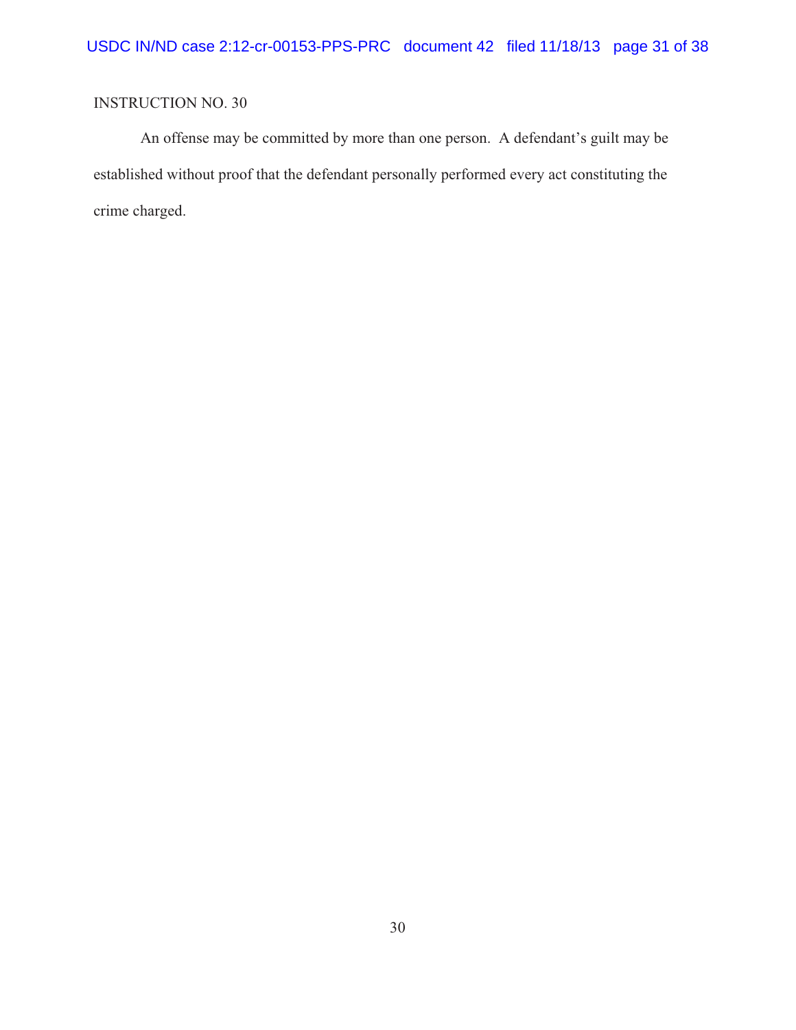INSTRUCTION NO. 30

An offense may be committed by more than one person. A defendant's guilt may be established without proof that the defendant personally performed every act constituting the crime charged.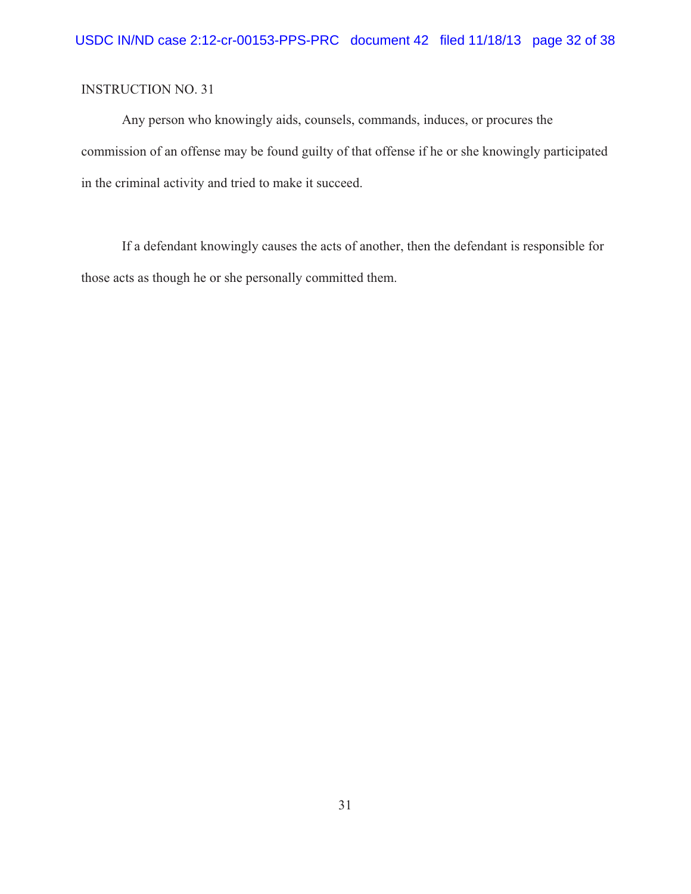INSTRUCTION NO. 31

Any person who knowingly aids, counsels, commands, induces, or procures the commission of an offense may be found guilty of that offense if he or she knowingly participated in the criminal activity and tried to make it succeed.

If a defendant knowingly causes the acts of another, then the defendant is responsible for those acts as though he or she personally committed them.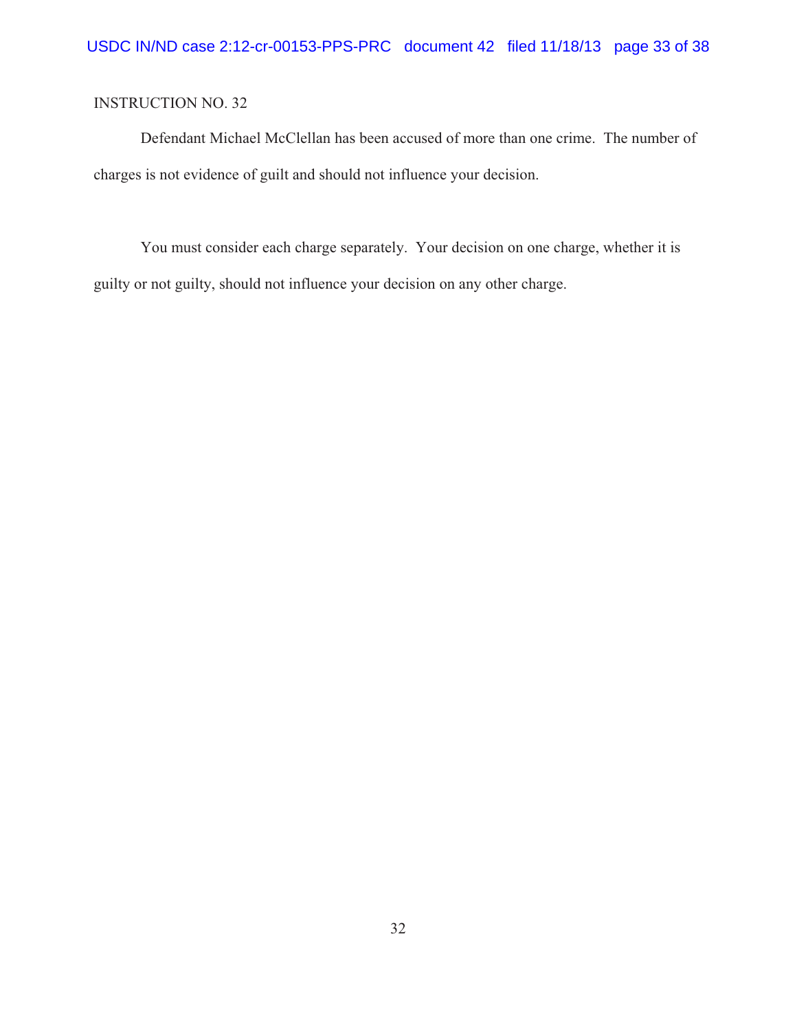INSTRUCTION NO. 32

Defendant Michael McClellan has been accused of more than one crime. The number of charges is not evidence of guilt and should not influence your decision.

You must consider each charge separately. Your decision on one charge, whether it is guilty or not guilty, should not influence your decision on any other charge.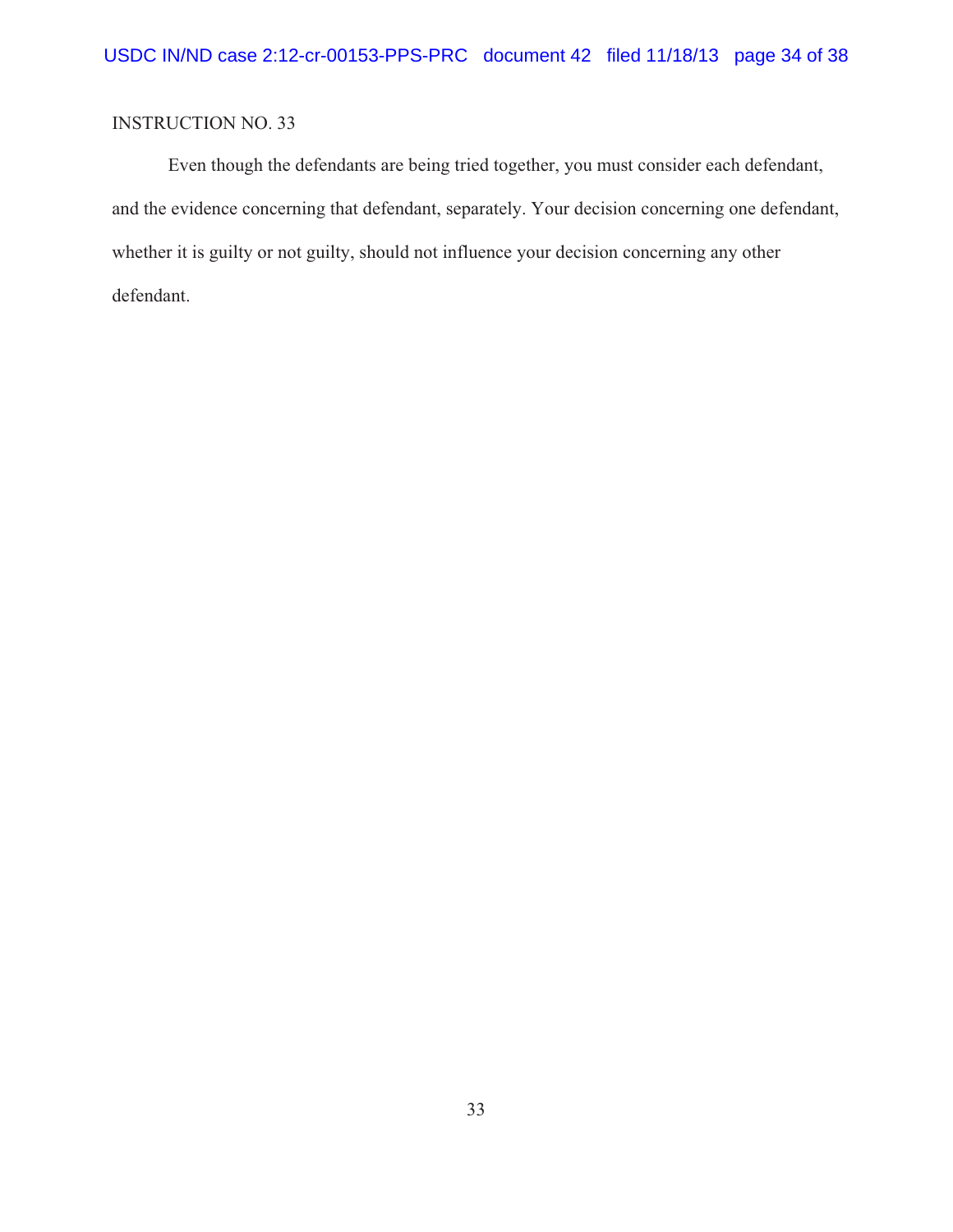INSTRUCTION NO. 33

Even though the defendants are being tried together, you must consider each defendant, and the evidence concerning that defendant, separately. Your decision concerning one defendant, whether it is guilty or not guilty, should not influence your decision concerning any other defendant.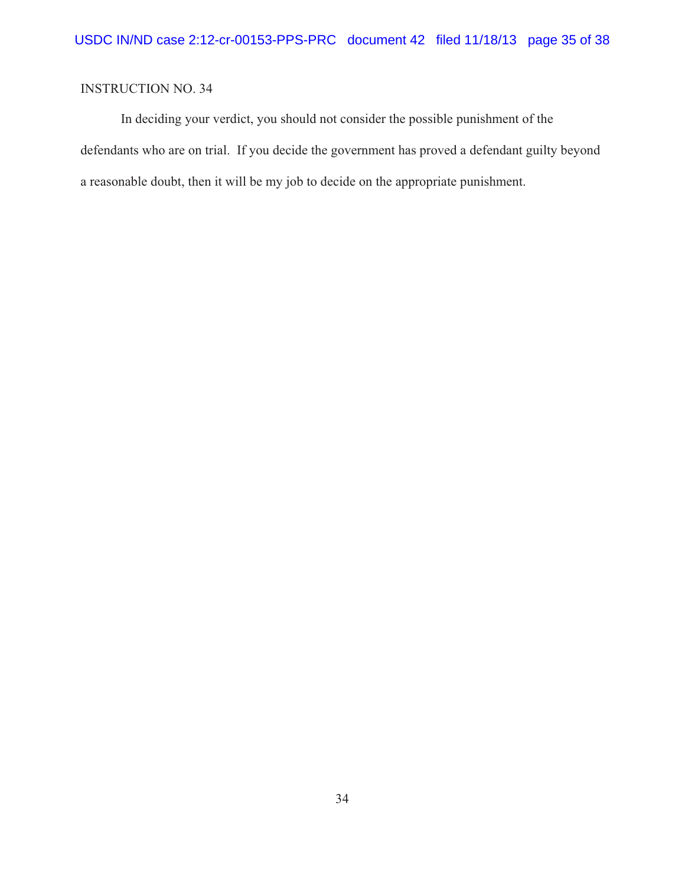INSTRUCTION NO. 34

In deciding your verdict, you should not consider the possible punishment of the defendants who are on trial. If you decide the government has proved a defendant guilty beyond a reasonable doubt, then it will be my job to decide on the appropriate punishment.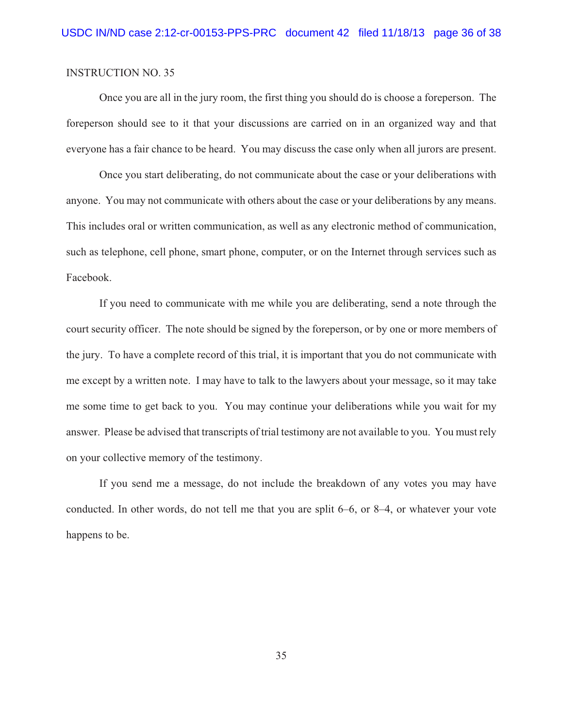INSTRUCTION NO. 35

Once you are all in the jury room, the first thing you should do is choose a foreperson. The foreperson should see to it that your discussions are carried on in an organized way and that everyone has a fair chance to be heard. You may discuss the case only when all jurors are present.

Once you start deliberating, do not communicate about the case or your deliberations with anyone. You may not communicate with others about the case or your deliberations by any means. This includes oral or written communication, as well as any electronic method of communication, such as telephone, cell phone, smart phone, computer, or on the Internet through services such as Facebook.

If you need to communicate with me while you are deliberating, send a note through the court security officer. The note should be signed by the foreperson, or by one or more members of the jury. To have a complete record of this trial, it is important that you do not communicate with me except by a written note. I may have to talk to the lawyers about your message, so it may take me some time to get back to you. You may continue your deliberations while you wait for my answer. Please be advised that transcripts of trial testimony are not available to you. You must rely on your collective memory of the testimony.

If you send me a message, do not include the breakdown of any votes you may have conducted. In other words, do not tell me that you are split 6–6, or 8–4, or whatever your vote happens to be.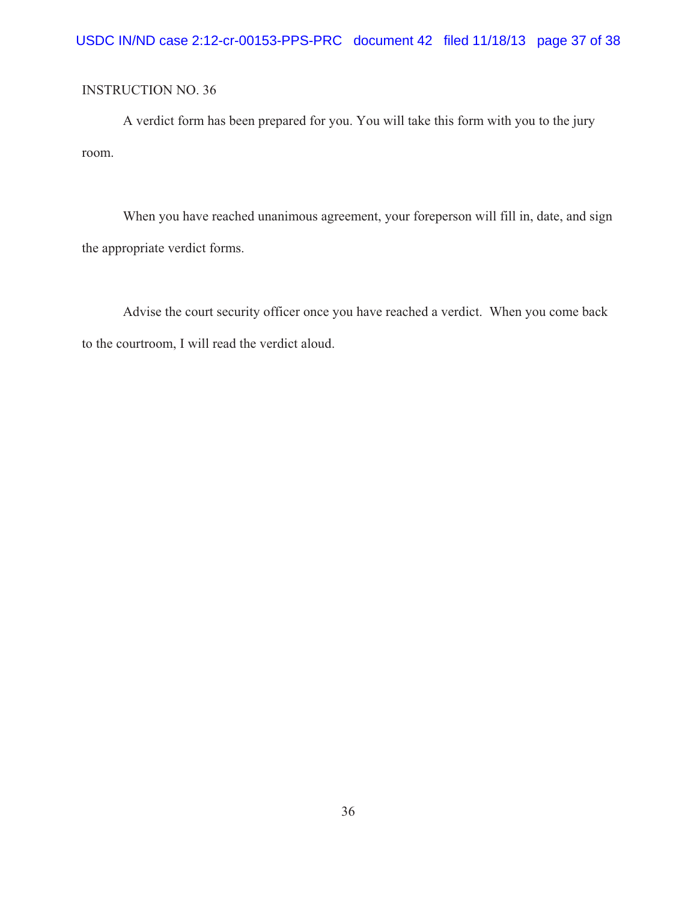INSTRUCTION NO. 36

A verdict form has been prepared for you. You will take this form with you to the jury room.

When you have reached unanimous agreement, your foreperson will fill in, date, and sign the appropriate verdict forms.

Advise the court security officer once you have reached a verdict. When you come back to the courtroom, I will read the verdict aloud.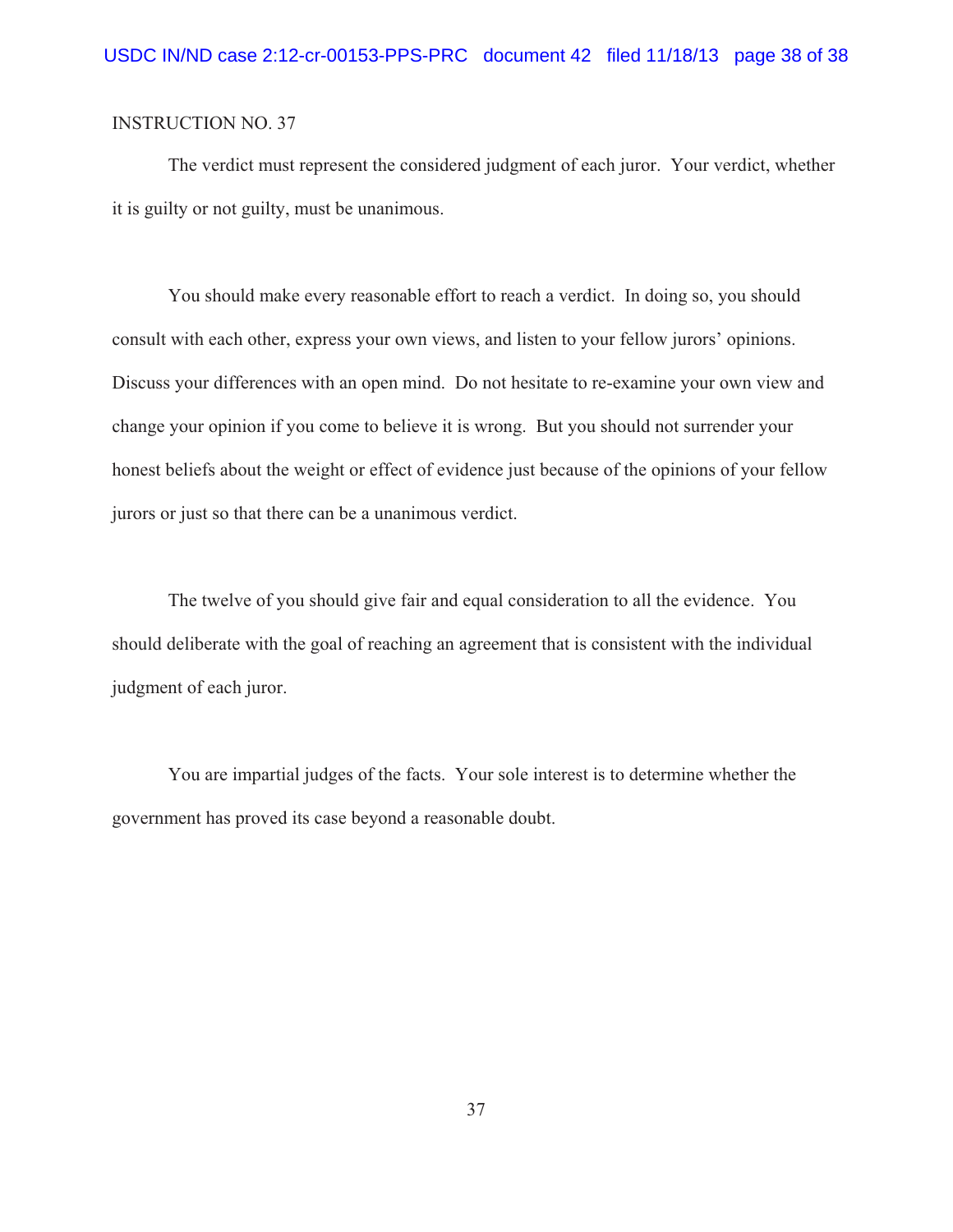INSTRUCTION NO. 37

The verdict must represent the considered judgment of each juror. Your verdict, whether it is guilty or not guilty, must be unanimous.

You should make every reasonable effort to reach a verdict. In doing so, you should consult with each other, express your own views, and listen to your fellow jurors' opinions. Discuss your differences with an open mind. Do not hesitate to re-examine your own view and change your opinion if you come to believe it is wrong. But you should not surrender your honest beliefs about the weight or effect of evidence just because of the opinions of your fellow jurors or just so that there can be a unanimous verdict.

The twelve of you should give fair and equal consideration to all the evidence. You should deliberate with the goal of reaching an agreement that is consistent with the individual judgment of each juror.

You are impartial judges of the facts. Your sole interest is to determine whether the government has proved its case beyond a reasonable doubt.